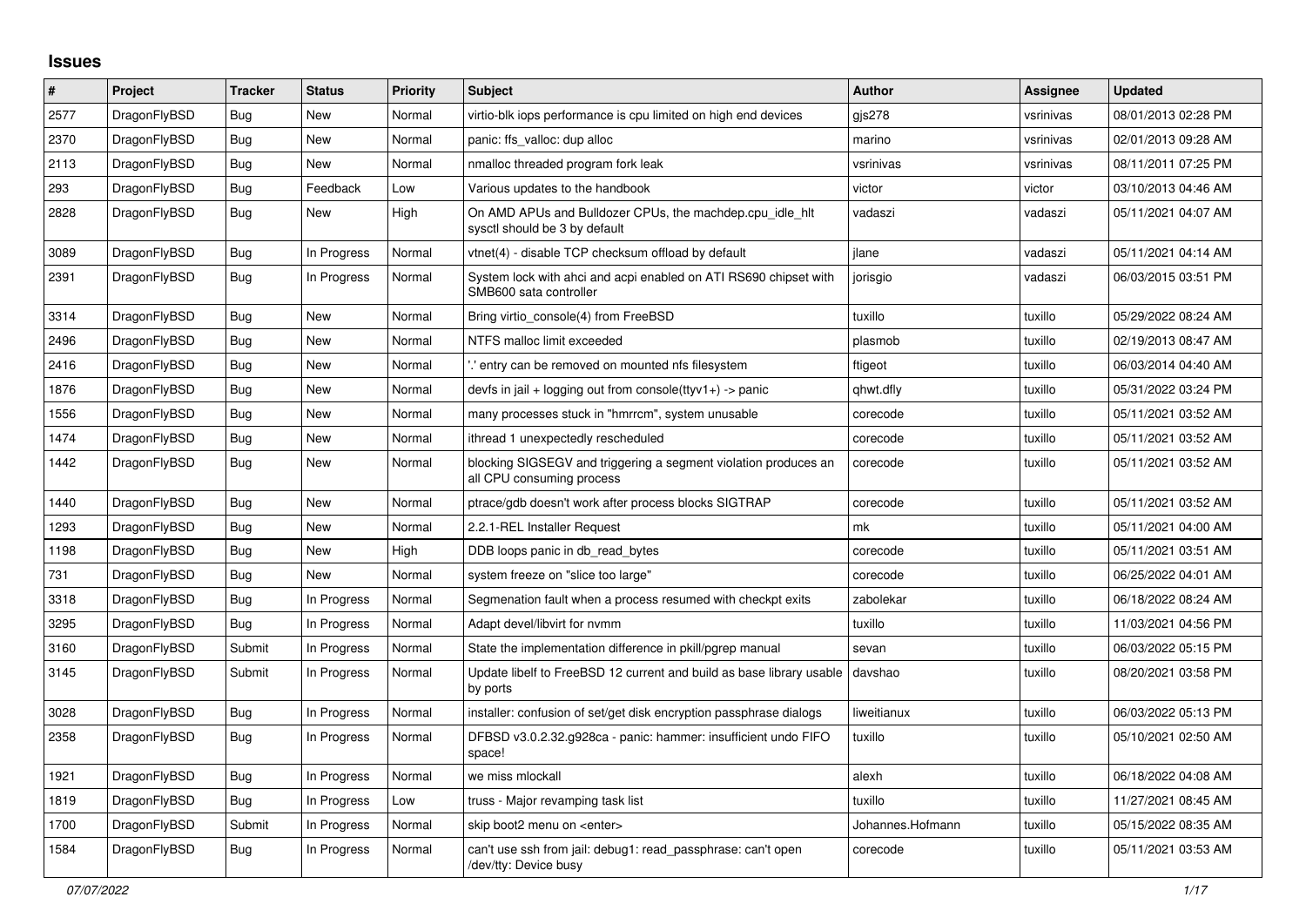## Issues

| # | Project | Tracker | Status | Priority | Subject | Author | Assignee | Updated |
|---|---|---|---|---|---|---|---|---|
| 2577 | DragonFlyBSD | Bug | New | Normal | virtio-blk iops performance is cpu limited on high end devices | gjs278 | vsrinivas | 08/01/2013 02:28 PM |
| 2370 | DragonFlyBSD | Bug | New | Normal | panic: ffs_valloc: dup alloc | marino | vsrinivas | 02/01/2013 09:28 AM |
| 2113 | DragonFlyBSD | Bug | New | Normal | nmalloc threaded program fork leak | vsrinivas | vsrinivas | 08/11/2011 07:25 PM |
| 293 | DragonFlyBSD | Bug | Feedback | Low | Various updates to the handbook | victor | victor | 03/10/2013 04:46 AM |
| 2828 | DragonFlyBSD | Bug | New | High | On AMD APUs and Bulldozer CPUs, the machdep.cpu_idle_hlt sysctl should be 3 by default | vadaszi | vadaszi | 05/11/2021 04:07 AM |
| 3089 | DragonFlyBSD | Bug | In Progress | Normal | vtnet(4) - disable TCP checksum offload by default | jlane | vadaszi | 05/11/2021 04:14 AM |
| 2391 | DragonFlyBSD | Bug | In Progress | Normal | System lock with ahci and acpi enabled on ATI RS690 chipset with SMB600 sata controller | jorisgio | vadaszi | 06/03/2015 03:51 PM |
| 3314 | DragonFlyBSD | Bug | New | Normal | Bring virtio_console(4) from FreeBSD | tuxillo | tuxillo | 05/29/2022 08:24 AM |
| 2496 | DragonFlyBSD | Bug | New | Normal | NTFS malloc limit exceeded | plasmob | tuxillo | 02/19/2013 08:47 AM |
| 2416 | DragonFlyBSD | Bug | New | Normal | '.' entry can be removed on mounted nfs filesystem | ftigeot | tuxillo | 06/03/2014 04:40 AM |
| 1876 | DragonFlyBSD | Bug | New | Normal | devfs in jail + logging out from console(ttyv1+) -> panic | qhwt.dfly | tuxillo | 05/31/2022 03:24 PM |
| 1556 | DragonFlyBSD | Bug | New | Normal | many processes stuck in "hmrrcm", system unusable | corecode | tuxillo | 05/11/2021 03:52 AM |
| 1474 | DragonFlyBSD | Bug | New | Normal | ithread 1 unexpectedly rescheduled | corecode | tuxillo | 05/11/2021 03:52 AM |
| 1442 | DragonFlyBSD | Bug | New | Normal | blocking SIGSEGV and triggering a segment violation produces an all CPU consuming process | corecode | tuxillo | 05/11/2021 03:52 AM |
| 1440 | DragonFlyBSD | Bug | New | Normal | ptrace/gdb doesn't work after process blocks SIGTRAP | corecode | tuxillo | 05/11/2021 03:52 AM |
| 1293 | DragonFlyBSD | Bug | New | Normal | 2.2.1-REL Installer Request | mk | tuxillo | 05/11/2021 04:00 AM |
| 1198 | DragonFlyBSD | Bug | New | High | DDB loops panic in db_read_bytes | corecode | tuxillo | 05/11/2021 03:51 AM |
| 731 | DragonFlyBSD | Bug | New | Normal | system freeze on "slice too large" | corecode | tuxillo | 06/25/2022 04:01 AM |
| 3318 | DragonFlyBSD | Bug | In Progress | Normal | Segmenation fault when a process resumed with checkpt exits | zabolekar | tuxillo | 06/18/2022 08:24 AM |
| 3295 | DragonFlyBSD | Bug | In Progress | Normal | Adapt devel/libvirt for nvmm | tuxillo | tuxillo | 11/03/2021 04:56 PM |
| 3160 | DragonFlyBSD | Submit | In Progress | Normal | State the implementation difference in pkill/pgrep manual | sevan | tuxillo | 06/03/2022 05:15 PM |
| 3145 | DragonFlyBSD | Submit | In Progress | Normal | Update libelf to FreeBSD 12 current and build as base library usable by ports | davshao | tuxillo | 08/20/2021 03:58 PM |
| 3028 | DragonFlyBSD | Bug | In Progress | Normal | installer: confusion of set/get disk encryption passphrase dialogs | liweitianux | tuxillo | 06/03/2022 05:13 PM |
| 2358 | DragonFlyBSD | Bug | In Progress | Normal | DFBSD v3.0.2.32.g928ca - panic: hammer: insufficient undo FIFO space! | tuxillo | tuxillo | 05/10/2021 02:50 AM |
| 1921 | DragonFlyBSD | Bug | In Progress | Normal | we miss mlockall | alexh | tuxillo | 06/18/2022 04:08 AM |
| 1819 | DragonFlyBSD | Bug | In Progress | Low | truss - Major revamping task list | tuxillo | tuxillo | 11/27/2021 08:45 AM |
| 1700 | DragonFlyBSD | Submit | In Progress | Normal | skip boot2 menu on <enter> | Johannes.Hofmann | tuxillo | 05/15/2022 08:35 AM |
| 1584 | DragonFlyBSD | Bug | In Progress | Normal | can't use ssh from jail: debug1: read_passphrase: can't open /dev/tty: Device busy | corecode | tuxillo | 05/11/2021 03:53 AM |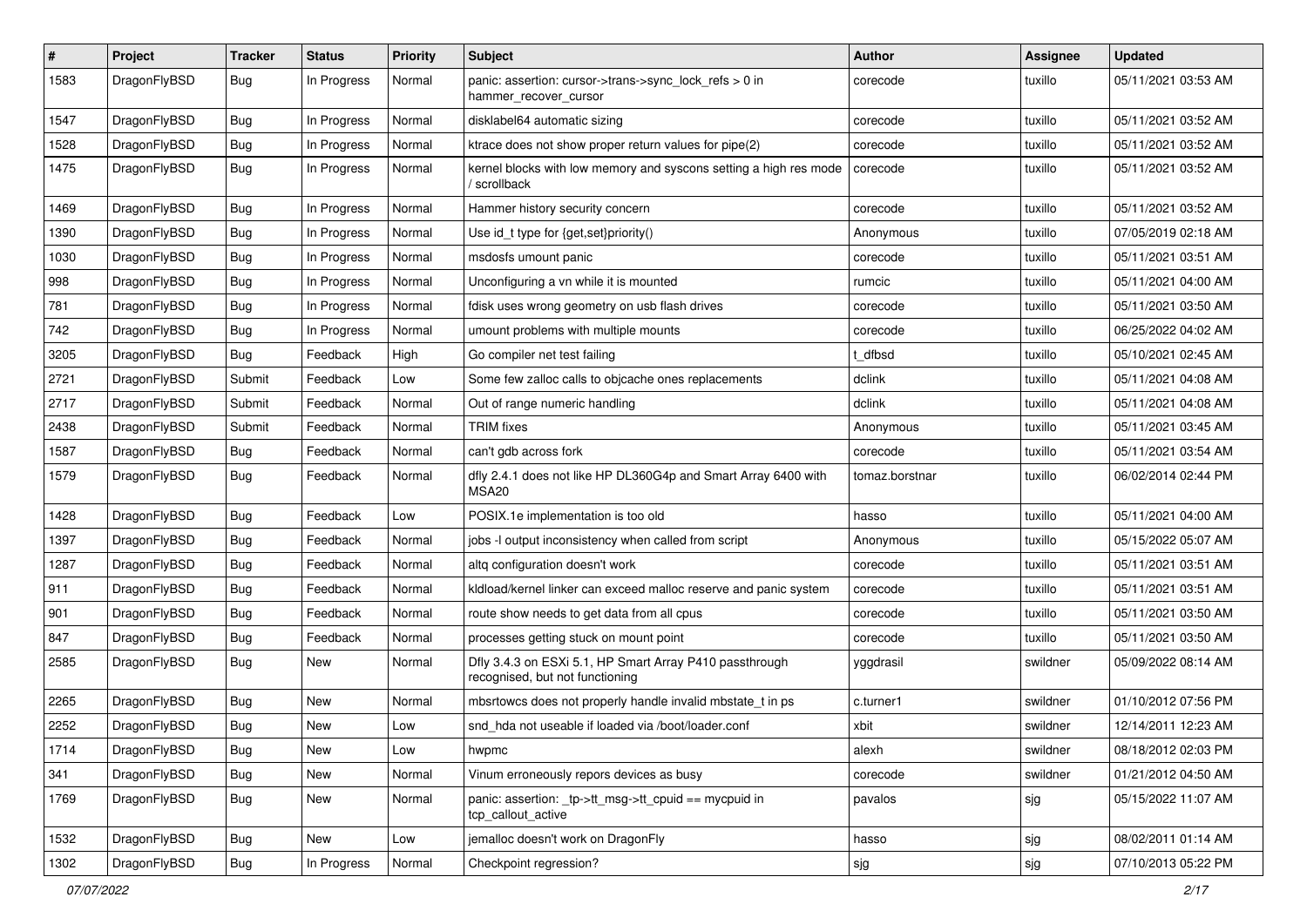| # | Project | Tracker | Status | Priority | Subject | Author | Assignee | Updated |
|---|---|---|---|---|---|---|---|---|
| 1583 | DragonFlyBSD | Bug | In Progress | Normal | panic: assertion: cursor->trans->sync_lock_refs > 0 in hammer_recover_cursor | corecode | tuxillo | 05/11/2021 03:53 AM |
| 1547 | DragonFlyBSD | Bug | In Progress | Normal | disklabel64 automatic sizing | corecode | tuxillo | 05/11/2021 03:52 AM |
| 1528 | DragonFlyBSD | Bug | In Progress | Normal | ktrace does not show proper return values for pipe(2) | corecode | tuxillo | 05/11/2021 03:52 AM |
| 1475 | DragonFlyBSD | Bug | In Progress | Normal | kernel blocks with low memory and syscons setting a high res mode / scrollback | corecode | tuxillo | 05/11/2021 03:52 AM |
| 1469 | DragonFlyBSD | Bug | In Progress | Normal | Hammer history security concern | corecode | tuxillo | 05/11/2021 03:52 AM |
| 1390 | DragonFlyBSD | Bug | In Progress | Normal | Use id_t type for {get,set}priority() | Anonymous | tuxillo | 07/05/2019 02:18 AM |
| 1030 | DragonFlyBSD | Bug | In Progress | Normal | msdosfs umount panic | corecode | tuxillo | 05/11/2021 03:51 AM |
| 998 | DragonFlyBSD | Bug | In Progress | Normal | Unconfiguring a vn while it is mounted | rumcic | tuxillo | 05/11/2021 04:00 AM |
| 781 | DragonFlyBSD | Bug | In Progress | Normal | fdisk uses wrong geometry on usb flash drives | corecode | tuxillo | 05/11/2021 03:50 AM |
| 742 | DragonFlyBSD | Bug | In Progress | Normal | umount problems with multiple mounts | corecode | tuxillo | 06/25/2022 04:02 AM |
| 3205 | DragonFlyBSD | Bug | Feedback | High | Go compiler net test failing | t_dfbsd | tuxillo | 05/10/2021 02:45 AM |
| 2721 | DragonFlyBSD | Submit | Feedback | Low | Some few zalloc calls to objcache ones replacements | dclink | tuxillo | 05/11/2021 04:08 AM |
| 2717 | DragonFlyBSD | Submit | Feedback | Normal | Out of range numeric handling | dclink | tuxillo | 05/11/2021 04:08 AM |
| 2438 | DragonFlyBSD | Submit | Feedback | Normal | TRIM fixes | Anonymous | tuxillo | 05/11/2021 03:45 AM |
| 1587 | DragonFlyBSD | Bug | Feedback | Normal | can't gdb across fork | corecode | tuxillo | 05/11/2021 03:54 AM |
| 1579 | DragonFlyBSD | Bug | Feedback | Normal | dfly 2.4.1 does not like HP DL360G4p and Smart Array 6400 with MSA20 | tomaz.borstnar | tuxillo | 06/02/2014 02:44 PM |
| 1428 | DragonFlyBSD | Bug | Feedback | Low | POSIX.1e implementation is too old | hasso | tuxillo | 05/11/2021 04:00 AM |
| 1397 | DragonFlyBSD | Bug | Feedback | Normal | jobs -l output inconsistency when called from script | Anonymous | tuxillo | 05/15/2022 05:07 AM |
| 1287 | DragonFlyBSD | Bug | Feedback | Normal | altq configuration doesn't work | corecode | tuxillo | 05/11/2021 03:51 AM |
| 911 | DragonFlyBSD | Bug | Feedback | Normal | kldload/kernel linker can exceed malloc reserve and panic system | corecode | tuxillo | 05/11/2021 03:51 AM |
| 901 | DragonFlyBSD | Bug | Feedback | Normal | route show needs to get data from all cpus | corecode | tuxillo | 05/11/2021 03:50 AM |
| 847 | DragonFlyBSD | Bug | Feedback | Normal | processes getting stuck on mount point | corecode | tuxillo | 05/11/2021 03:50 AM |
| 2585 | DragonFlyBSD | Bug | New | Normal | Dfly 3.4.3 on ESXi 5.1, HP Smart Array P410 passthrough recognised, but not functioning | yggdrasil | swildner | 05/09/2022 08:14 AM |
| 2265 | DragonFlyBSD | Bug | New | Normal | mbsrtowcs does not properly handle invalid mbstate_t in ps | c.turner1 | swildner | 01/10/2012 07:56 PM |
| 2252 | DragonFlyBSD | Bug | New | Low | snd_hda not useable if loaded via /boot/loader.conf | xbit | swildner | 12/14/2011 12:23 AM |
| 1714 | DragonFlyBSD | Bug | New | Low | hwpmc | alexh | swildner | 08/18/2012 02:03 PM |
| 341 | DragonFlyBSD | Bug | New | Normal | Vinum erroneously repors devices as busy | corecode | swildner | 01/21/2012 04:50 AM |
| 1769 | DragonFlyBSD | Bug | New | Normal | panic: assertion: _tp->tt_msg->tt_cpuid == mycpuid in tcp_callout_active | pavalos | sjg | 05/15/2022 11:07 AM |
| 1532 | DragonFlyBSD | Bug | New | Low | jemalloc doesn't work on DragonFly | hasso | sjg | 08/02/2011 01:14 AM |
| 1302 | DragonFlyBSD | Bug | In Progress | Normal | Checkpoint regression? | sjg | sjg | 07/10/2013 05:22 PM |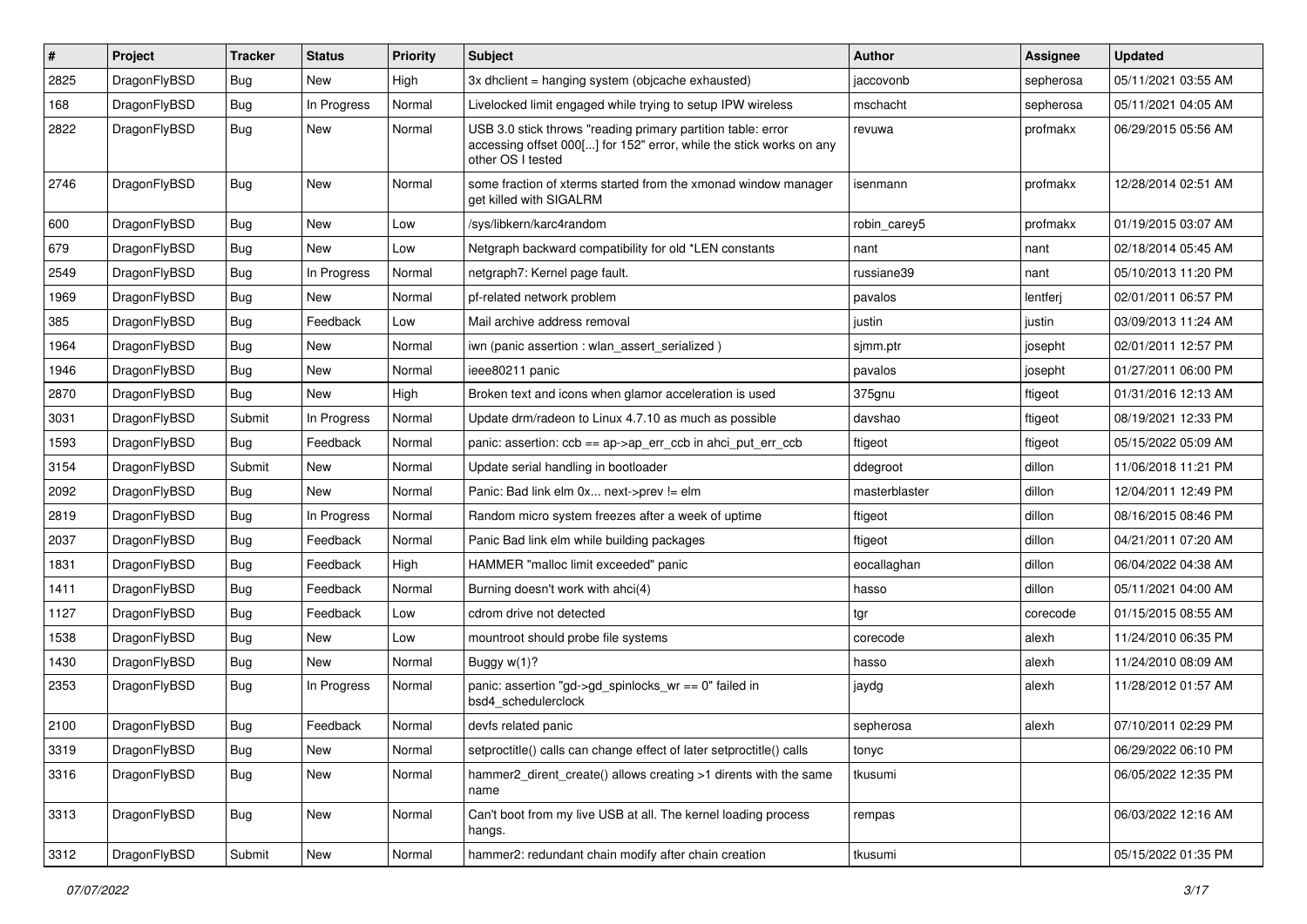| # | Project | Tracker | Status | Priority | Subject | Author | Assignee | Updated |
|---|---|---|---|---|---|---|---|---|
| 2825 | DragonFlyBSD | Bug | New | High | 3x dhclient = hanging system (objcache exhausted) | jaccovonb | sepherosa | 05/11/2021 03:55 AM |
| 168 | DragonFlyBSD | Bug | In Progress | Normal | Livelocked limit engaged while trying to setup IPW wireless | mschacht | sepherosa | 05/11/2021 04:05 AM |
| 2822 | DragonFlyBSD | Bug | New | Normal | USB 3.0 stick throws "reading primary partition table: error accessing offset 000[...] for 152" error, while the stick works on any other OS I tested | revuwa | profmakx | 06/29/2015 05:56 AM |
| 2746 | DragonFlyBSD | Bug | New | Normal | some fraction of xterms started from the xmonad window manager get killed with SIGALRM | isenmann | profmakx | 12/28/2014 02:51 AM |
| 600 | DragonFlyBSD | Bug | New | Low | /sys/libkern/karc4random | robin_carey5 | profmakx | 01/19/2015 03:07 AM |
| 679 | DragonFlyBSD | Bug | New | Low | Netgraph backward compatibility for old *LEN constants | nant | nant | 02/18/2014 05:45 AM |
| 2549 | DragonFlyBSD | Bug | In Progress | Normal | netgraph7: Kernel page fault. | russiane39 | nant | 05/10/2013 11:20 PM |
| 1969 | DragonFlyBSD | Bug | New | Normal | pf-related network problem | pavalos | lentferj | 02/01/2011 06:57 PM |
| 385 | DragonFlyBSD | Bug | Feedback | Low | Mail archive address removal | justin | justin | 03/09/2013 11:24 AM |
| 1964 | DragonFlyBSD | Bug | New | Normal | iwn (panic assertion : wlan_assert_serialized ) | sjmm.ptr | josepht | 02/01/2011 12:57 PM |
| 1946 | DragonFlyBSD | Bug | New | Normal | ieee80211 panic | pavalos | josepht | 01/27/2011 06:00 PM |
| 2870 | DragonFlyBSD | Bug | New | High | Broken text and icons when glamor acceleration is used | 375gnu | ftigeot | 01/31/2016 12:13 AM |
| 3031 | DragonFlyBSD | Submit | In Progress | Normal | Update drm/radeon to Linux 4.7.10 as much as possible | davshao | ftigeot | 08/19/2021 12:33 PM |
| 1593 | DragonFlyBSD | Bug | Feedback | Normal | panic: assertion: ccb == ap->ap_err_ccb in ahci_put_err_ccb | ftigeot | ftigeot | 05/15/2022 05:09 AM |
| 3154 | DragonFlyBSD | Submit | New | Normal | Update serial handling in bootloader | ddegroot | dillon | 11/06/2018 11:21 PM |
| 2092 | DragonFlyBSD | Bug | New | Normal | Panic: Bad link elm 0x... next->prev != elm | masterblaster | dillon | 12/04/2011 12:49 PM |
| 2819 | DragonFlyBSD | Bug | In Progress | Normal | Random micro system freezes after a week of uptime | ftigeot | dillon | 08/16/2015 08:46 PM |
| 2037 | DragonFlyBSD | Bug | Feedback | Normal | Panic Bad link elm while building packages | ftigeot | dillon | 04/21/2011 07:20 AM |
| 1831 | DragonFlyBSD | Bug | Feedback | High | HAMMER "malloc limit exceeded" panic | eocallaghan | dillon | 06/04/2022 04:38 AM |
| 1411 | DragonFlyBSD | Bug | Feedback | Normal | Burning doesn't work with ahci(4) | hasso | dillon | 05/11/2021 04:00 AM |
| 1127 | DragonFlyBSD | Bug | Feedback | Low | cdrom drive not detected | tgr | corecode | 01/15/2015 08:55 AM |
| 1538 | DragonFlyBSD | Bug | New | Low | mountroot should probe file systems | corecode | alexh | 11/24/2010 06:35 PM |
| 1430 | DragonFlyBSD | Bug | New | Normal | Buggy w(1)? | hasso | alexh | 11/24/2010 08:09 AM |
| 2353 | DragonFlyBSD | Bug | In Progress | Normal | panic: assertion "gd->gd_spinlocks_wr == 0" failed in bsd4_schedulerclock | jaydg | alexh | 11/28/2012 01:57 AM |
| 2100 | DragonFlyBSD | Bug | Feedback | Normal | devfs related panic | sepherosa | alexh | 07/10/2011 02:29 PM |
| 3319 | DragonFlyBSD | Bug | New | Normal | setproctitle() calls can change effect of later setproctitle() calls | tonyc | | 06/29/2022 06:10 PM |
| 3316 | DragonFlyBSD | Bug | New | Normal | hammer2_dirent_create() allows creating >1 dirents with the same name | tkusumi | | 06/05/2022 12:35 PM |
| 3313 | DragonFlyBSD | Bug | New | Normal | Can't boot from my live USB at all. The kernel loading process hangs. | rempas | | 06/03/2022 12:16 AM |
| 3312 | DragonFlyBSD | Submit | New | Normal | hammer2: redundant chain modify after chain creation | tkusumi | | 05/15/2022 01:35 PM |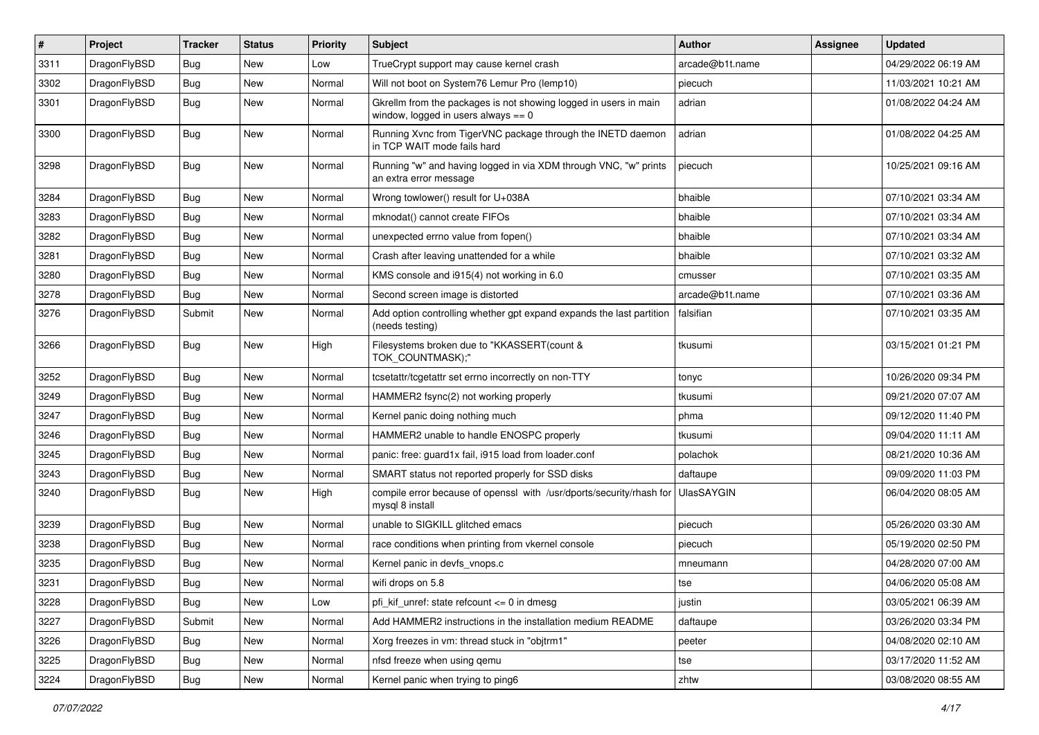| # | Project | Tracker | Status | Priority | Subject | Author | Assignee | Updated |
|---|---|---|---|---|---|---|---|---|
| 3311 | DragonFlyBSD | Bug | New | Low | TrueCrypt support may cause kernel crash | arcade@b1t.name | | 04/29/2022 06:19 AM |
| 3302 | DragonFlyBSD | Bug | New | Normal | Will not boot on System76 Lemur Pro (lemp10) | piecuch | | 11/03/2021 10:21 AM |
| 3301 | DragonFlyBSD | Bug | New | Normal | Gkrellm from the packages is not showing logged in users in main window, logged in users always == 0 | adrian | | 01/08/2022 04:24 AM |
| 3300 | DragonFlyBSD | Bug | New | Normal | Running Xvnc from TigerVNC package through the INETD daemon in TCP WAIT mode fails hard | adrian | | 01/08/2022 04:25 AM |
| 3298 | DragonFlyBSD | Bug | New | Normal | Running "w" and having logged in via XDM through VNC, "w" prints an extra error message | piecuch | | 10/25/2021 09:16 AM |
| 3284 | DragonFlyBSD | Bug | New | Normal | Wrong towlower() result for U+038A | bhaible | | 07/10/2021 03:34 AM |
| 3283 | DragonFlyBSD | Bug | New | Normal | mknodat() cannot create FIFOs | bhaible | | 07/10/2021 03:34 AM |
| 3282 | DragonFlyBSD | Bug | New | Normal | unexpected errno value from fopen() | bhaible | | 07/10/2021 03:34 AM |
| 3281 | DragonFlyBSD | Bug | New | Normal | Crash after leaving unattended for a while | bhaible | | 07/10/2021 03:32 AM |
| 3280 | DragonFlyBSD | Bug | New | Normal | KMS console and i915(4) not working in 6.0 | cmusser | | 07/10/2021 03:35 AM |
| 3278 | DragonFlyBSD | Bug | New | Normal | Second screen image is distorted | arcade@b1t.name | | 07/10/2021 03:36 AM |
| 3276 | DragonFlyBSD | Submit | New | Normal | Add option controlling whether gpt expand expands the last partition (needs testing) | falsifian | | 07/10/2021 03:35 AM |
| 3266 | DragonFlyBSD | Bug | New | High | Filesystems broken due to "KKASSERT(count & TOK_COUNTMASK);" | tkusumi | | 03/15/2021 01:21 PM |
| 3252 | DragonFlyBSD | Bug | New | Normal | tcsetattr/tcgetattr set errno incorrectly on non-TTY | tonyc | | 10/26/2020 09:34 PM |
| 3249 | DragonFlyBSD | Bug | New | Normal | HAMMER2 fsync(2) not working properly | tkusumi | | 09/21/2020 07:07 AM |
| 3247 | DragonFlyBSD | Bug | New | Normal | Kernel panic doing nothing much | phma | | 09/12/2020 11:40 PM |
| 3246 | DragonFlyBSD | Bug | New | Normal | HAMMER2 unable to handle ENOSPC properly | tkusumi | | 09/04/2020 11:11 AM |
| 3245 | DragonFlyBSD | Bug | New | Normal | panic: free: guard1x fail, i915 load from loader.conf | polachok | | 08/21/2020 10:36 AM |
| 3243 | DragonFlyBSD | Bug | New | Normal | SMART status not reported properly for SSD disks | daftaupe | | 09/09/2020 11:03 PM |
| 3240 | DragonFlyBSD | Bug | New | High | compile error because of openssl with /usr/dports/security/rhash for mysql 8 install | UlasSAYGIN | | 06/04/2020 08:05 AM |
| 3239 | DragonFlyBSD | Bug | New | Normal | unable to SIGKILL glitched emacs | piecuch | | 05/26/2020 03:30 AM |
| 3238 | DragonFlyBSD | Bug | New | Normal | race conditions when printing from vkernel console | piecuch | | 05/19/2020 02:50 PM |
| 3235 | DragonFlyBSD | Bug | New | Normal | Kernel panic in devfs_vnops.c | mneumann | | 04/28/2020 07:00 AM |
| 3231 | DragonFlyBSD | Bug | New | Normal | wifi drops on 5.8 | tse | | 04/06/2020 05:08 AM |
| 3228 | DragonFlyBSD | Bug | New | Low | pfi_kif_unref: state refcount <= 0 in dmesg | justin | | 03/05/2021 06:39 AM |
| 3227 | DragonFlyBSD | Submit | New | Normal | Add HAMMER2 instructions in the installation medium README | daftaupe | | 03/26/2020 03:34 PM |
| 3226 | DragonFlyBSD | Bug | New | Normal | Xorg freezes in vm: thread stuck in "objtrm1" | peeter | | 04/08/2020 02:10 AM |
| 3225 | DragonFlyBSD | Bug | New | Normal | nfsd freeze when using qemu | tse | | 03/17/2020 11:52 AM |
| 3224 | DragonFlyBSD | Bug | New | Normal | Kernel panic when trying to ping6 | zhtw | | 03/08/2020 08:55 AM |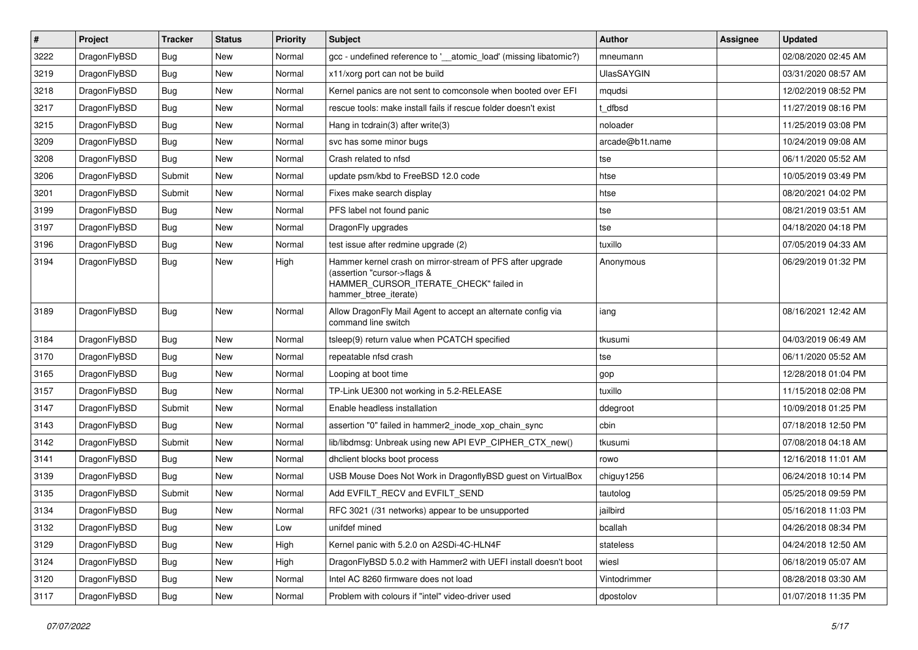| # | Project | Tracker | Status | Priority | Subject | Author | Assignee | Updated |
|---|---|---|---|---|---|---|---|---|
| 3222 | DragonFlyBSD | Bug | New | Normal | gcc - undefined reference to '__atomic_load' (missing libatomic?) | mneumann | | 02/08/2020 02:45 AM |
| 3219 | DragonFlyBSD | Bug | New | Normal | x11/xorg port can not be build | UlasSAYGIN | | 03/31/2020 08:57 AM |
| 3218 | DragonFlyBSD | Bug | New | Normal | Kernel panics are not sent to comconsole when booted over EFI | mqudsi | | 12/02/2019 08:52 PM |
| 3217 | DragonFlyBSD | Bug | New | Normal | rescue tools: make install fails if rescue folder doesn't exist | t_dfbsd | | 11/27/2019 08:16 PM |
| 3215 | DragonFlyBSD | Bug | New | Normal | Hang in tcdrain(3) after write(3) | noloader | | 11/25/2019 03:08 PM |
| 3209 | DragonFlyBSD | Bug | New | Normal | svc has some minor bugs | arcade@b1t.name | | 10/24/2019 09:08 AM |
| 3208 | DragonFlyBSD | Bug | New | Normal | Crash related to nfsd | tse | | 06/11/2020 05:52 AM |
| 3206 | DragonFlyBSD | Submit | New | Normal | update psm/kbd to FreeBSD 12.0 code | htse | | 10/05/2019 03:49 PM |
| 3201 | DragonFlyBSD | Submit | New | Normal | Fixes make search display | htse | | 08/20/2021 04:02 PM |
| 3199 | DragonFlyBSD | Bug | New | Normal | PFS label not found panic | tse | | 08/21/2019 03:51 AM |
| 3197 | DragonFlyBSD | Bug | New | Normal | DragonFly upgrades | tse | | 04/18/2020 04:18 PM |
| 3196 | DragonFlyBSD | Bug | New | Normal | test issue after redmine upgrade (2) | tuxillo | | 07/05/2019 04:33 AM |
| 3194 | DragonFlyBSD | Bug | New | High | Hammer kernel crash on mirror-stream of PFS after upgrade (assertion "cursor->flags & HAMMER_CURSOR_ITERATE_CHECK" failed in hammer_btree_iterate) | Anonymous | | 06/29/2019 01:32 PM |
| 3189 | DragonFlyBSD | Bug | New | Normal | Allow DragonFly Mail Agent to accept an alternate config via command line switch | iang | | 08/16/2021 12:42 AM |
| 3184 | DragonFlyBSD | Bug | New | Normal | tsleep(9) return value when PCATCH specified | tkusumi | | 04/03/2019 06:49 AM |
| 3170 | DragonFlyBSD | Bug | New | Normal | repeatable nfsd crash | tse | | 06/11/2020 05:52 AM |
| 3165 | DragonFlyBSD | Bug | New | Normal | Looping at boot time | gop | | 12/28/2018 01:04 PM |
| 3157 | DragonFlyBSD | Bug | New | Normal | TP-Link UE300 not working in 5.2-RELEASE | tuxillo | | 11/15/2018 02:08 PM |
| 3147 | DragonFlyBSD | Submit | New | Normal | Enable headless installation | ddegroot | | 10/09/2018 01:25 PM |
| 3143 | DragonFlyBSD | Bug | New | Normal | assertion "0" failed in hammer2_inode_xop_chain_sync | cbin | | 07/18/2018 12:50 PM |
| 3142 | DragonFlyBSD | Submit | New | Normal | lib/libdmsg: Unbreak using new API EVP_CIPHER_CTX_new() | tkusumi | | 07/08/2018 04:18 AM |
| 3141 | DragonFlyBSD | Bug | New | Normal | dhclient blocks boot process | rowo | | 12/16/2018 11:01 AM |
| 3139 | DragonFlyBSD | Bug | New | Normal | USB Mouse Does Not Work in DragonflyBSD guest on VirtualBox | chiguy1256 | | 06/24/2018 10:14 PM |
| 3135 | DragonFlyBSD | Submit | New | Normal | Add EVFILT_RECV and EVFILT_SEND | tautolog | | 05/25/2018 09:59 PM |
| 3134 | DragonFlyBSD | Bug | New | Normal | RFC 3021 (/31 networks) appear to be unsupported | jailbird | | 05/16/2018 11:03 PM |
| 3132 | DragonFlyBSD | Bug | New | Low | unifdef mined | bcallah | | 04/26/2018 08:34 PM |
| 3129 | DragonFlyBSD | Bug | New | High | Kernel panic with 5.2.0 on A2SDi-4C-HLN4F | stateless | | 04/24/2018 12:50 AM |
| 3124 | DragonFlyBSD | Bug | New | High | DragonFlyBSD 5.0.2 with Hammer2 with UEFI install doesn't boot | wiesl | | 06/18/2019 05:07 AM |
| 3120 | DragonFlyBSD | Bug | New | Normal | Intel AC 8260 firmware does not load | Vintodrimmer | | 08/28/2018 03:30 AM |
| 3117 | DragonFlyBSD | Bug | New | Normal | Problem with colours if "intel" video-driver used | dpostolov | | 01/07/2018 11:35 PM |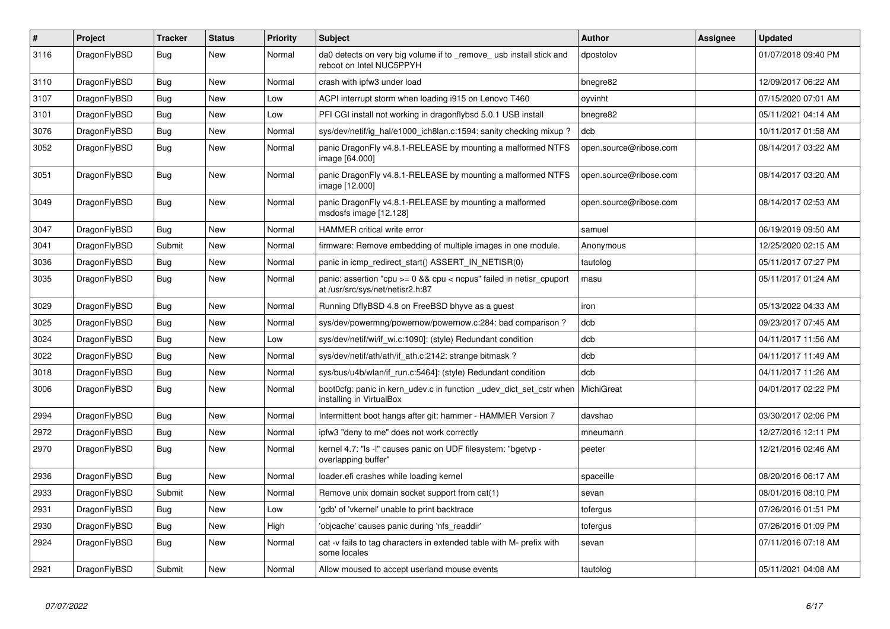| # | Project | Tracker | Status | Priority | Subject | Author | Assignee | Updated |
|---|---|---|---|---|---|---|---|---|
| 3116 | DragonFlyBSD | Bug | New | Normal | da0 detects on very big volume if to _remove_ usb install stick and reboot on Intel NUC5PPYH | dpostolov | | 01/07/2018 09:40 PM |
| 3110 | DragonFlyBSD | Bug | New | Normal | crash with ipfw3 under load | bnegre82 | | 12/09/2017 06:22 AM |
| 3107 | DragonFlyBSD | Bug | New | Low | ACPI interrupt storm when loading i915 on Lenovo T460 | oyvinht | | 07/15/2020 07:01 AM |
| 3101 | DragonFlyBSD | Bug | New | Low | PFI CGI install not working in dragonflybsd 5.0.1 USB install | bnegre82 | | 05/11/2021 04:14 AM |
| 3076 | DragonFlyBSD | Bug | New | Normal | sys/dev/netif/ig_hal/e1000_ich8lan.c:1594: sanity checking mixup ? | dcb | | 10/11/2017 01:58 AM |
| 3052 | DragonFlyBSD | Bug | New | Normal | panic DragonFly v4.8.1-RELEASE by mounting a malformed NTFS image [64.000] | open.source@ribose.com | | 08/14/2017 03:22 AM |
| 3051 | DragonFlyBSD | Bug | New | Normal | panic DragonFly v4.8.1-RELEASE by mounting a malformed NTFS image [12.000] | open.source@ribose.com | | 08/14/2017 03:20 AM |
| 3049 | DragonFlyBSD | Bug | New | Normal | panic DragonFly v4.8.1-RELEASE by mounting a malformed msdosfs image [12.128] | open.source@ribose.com | | 08/14/2017 02:53 AM |
| 3047 | DragonFlyBSD | Bug | New | Normal | HAMMER critical write error | samuel | | 06/19/2019 09:50 AM |
| 3041 | DragonFlyBSD | Submit | New | Normal | firmware: Remove embedding of multiple images in one module. | Anonymous | | 12/25/2020 02:15 AM |
| 3036 | DragonFlyBSD | Bug | New | Normal | panic in icmp_redirect_start() ASSERT_IN_NETISR(0) | tautolog | | 05/11/2017 07:27 PM |
| 3035 | DragonFlyBSD | Bug | New | Normal | panic: assertion "cpu >= 0 && cpu < ncpus" failed in netisr_cpuport at /usr/src/sys/net/netisr2.h:87 | masu | | 05/11/2017 01:24 AM |
| 3029 | DragonFlyBSD | Bug | New | Normal | Running DflyBSD 4.8 on FreeBSD bhyve as a guest | iron | | 05/13/2022 04:33 AM |
| 3025 | DragonFlyBSD | Bug | New | Normal | sys/dev/powermng/powernow/powernow.c:284: bad comparison ? | dcb | | 09/23/2017 07:45 AM |
| 3024 | DragonFlyBSD | Bug | New | Low | sys/dev/netif/wi/if_wi.c:1090]: (style) Redundant condition | dcb | | 04/11/2017 11:56 AM |
| 3022 | DragonFlyBSD | Bug | New | Normal | sys/dev/netif/ath/ath/if_ath.c:2142: strange bitmask ? | dcb | | 04/11/2017 11:49 AM |
| 3018 | DragonFlyBSD | Bug | New | Normal | sys/bus/u4b/wlan/if_run.c:5464]: (style) Redundant condition | dcb | | 04/11/2017 11:26 AM |
| 3006 | DragonFlyBSD | Bug | New | Normal | boot0cfg: panic in kern_udev.c in function _udev_dict_set_cstr when installing in VirtualBox | MichiGreat | | 04/01/2017 02:22 PM |
| 2994 | DragonFlyBSD | Bug | New | Normal | Intermittent boot hangs after git: hammer - HAMMER Version 7 | davshao | | 03/30/2017 02:06 PM |
| 2972 | DragonFlyBSD | Bug | New | Normal | ipfw3 "deny to me" does not work correctly | mneumann | | 12/27/2016 12:11 PM |
| 2970 | DragonFlyBSD | Bug | New | Normal | kernel 4.7: "ls -l" causes panic on UDF filesystem: "bgetvp - overlapping buffer" | peeter | | 12/21/2016 02:46 AM |
| 2936 | DragonFlyBSD | Bug | New | Normal | loader.efi crashes while loading kernel | spaceille | | 08/20/2016 06:17 AM |
| 2933 | DragonFlyBSD | Submit | New | Normal | Remove unix domain socket support from cat(1) | sevan | | 08/01/2016 08:10 PM |
| 2931 | DragonFlyBSD | Bug | New | Low | 'gdb' of 'vkernel' unable to print backtrace | tofergus | | 07/26/2016 01:51 PM |
| 2930 | DragonFlyBSD | Bug | New | High | 'objcache' causes panic during 'nfs_readdir' | tofergus | | 07/26/2016 01:09 PM |
| 2924 | DragonFlyBSD | Bug | New | Normal | cat -v fails to tag characters in extended table with M- prefix with some locales | sevan | | 07/11/2016 07:18 AM |
| 2921 | DragonFlyBSD | Submit | New | Normal | Allow moused to accept userland mouse events | tautolog | | 05/11/2021 04:08 AM |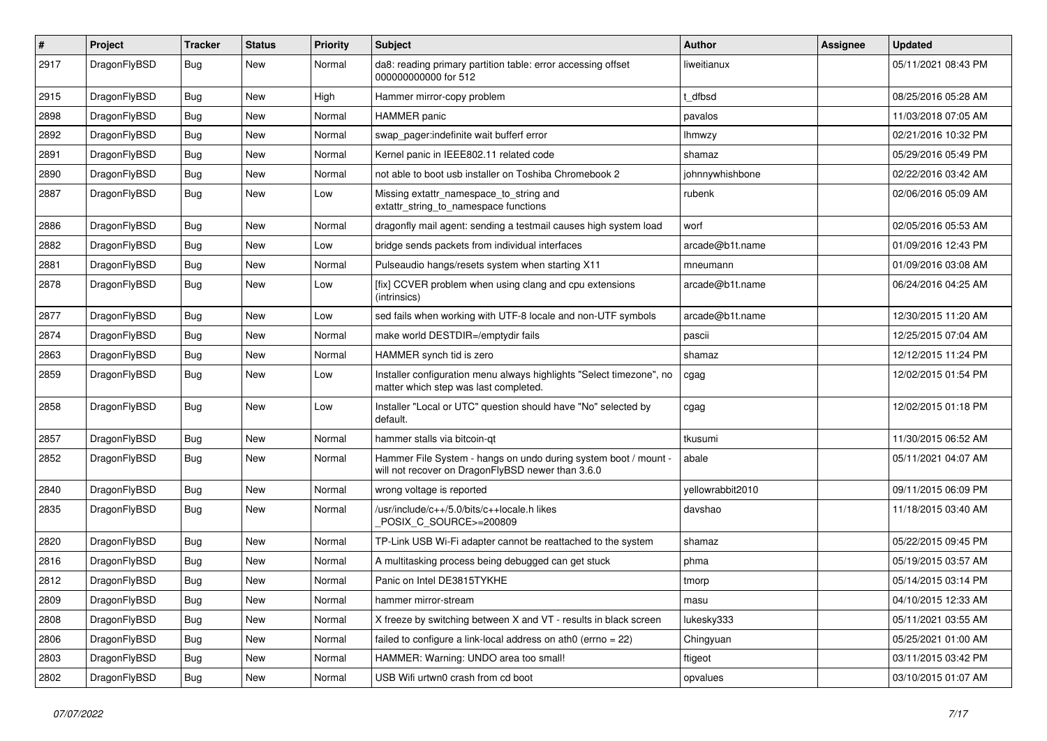| # | Project | Tracker | Status | Priority | Subject | Author | Assignee | Updated |
|---|---|---|---|---|---|---|---|---|
| 2917 | DragonFlyBSD | Bug | New | Normal | da8: reading primary partition table: error accessing offset 000000000000 for 512 | liweitianux | | 05/11/2021 08:43 PM |
| 2915 | DragonFlyBSD | Bug | New | High | Hammer mirror-copy problem | t_dfbsd | | 08/25/2016 05:28 AM |
| 2898 | DragonFlyBSD | Bug | New | Normal | HAMMER panic | pavalos | | 11/03/2018 07:05 AM |
| 2892 | DragonFlyBSD | Bug | New | Normal | swap_pager:indefinite wait bufferf error | lhmwzy | | 02/21/2016 10:32 PM |
| 2891 | DragonFlyBSD | Bug | New | Normal | Kernel panic in IEEE802.11 related code | shamaz | | 05/29/2016 05:49 PM |
| 2890 | DragonFlyBSD | Bug | New | Normal | not able to boot usb installer on Toshiba Chromebook 2 | johnnywhishbone | | 02/22/2016 03:42 AM |
| 2887 | DragonFlyBSD | Bug | New | Low | Missing extattr_namespace_to_string and extattr_string_to_namespace functions | rubenk | | 02/06/2016 05:09 AM |
| 2886 | DragonFlyBSD | Bug | New | Normal | dragonfly mail agent: sending a testmail causes high system load | worf | | 02/05/2016 05:53 AM |
| 2882 | DragonFlyBSD | Bug | New | Low | bridge sends packets from individual interfaces | arcade@b1t.name | | 01/09/2016 12:43 PM |
| 2881 | DragonFlyBSD | Bug | New | Normal | Pulseaudio hangs/resets system when starting X11 | mneumann | | 01/09/2016 03:08 AM |
| 2878 | DragonFlyBSD | Bug | New | Low | [fix] CCVER problem when using clang and cpu extensions (intrinsics) | arcade@b1t.name | | 06/24/2016 04:25 AM |
| 2877 | DragonFlyBSD | Bug | New | Low | sed fails when working with UTF-8 locale and non-UTF symbols | arcade@b1t.name | | 12/30/2015 11:20 AM |
| 2874 | DragonFlyBSD | Bug | New | Normal | make world DESTDIR=/emptydir fails | pascii | | 12/25/2015 07:04 AM |
| 2863 | DragonFlyBSD | Bug | New | Normal | HAMMER synch tid is zero | shamaz | | 12/12/2015 11:24 PM |
| 2859 | DragonFlyBSD | Bug | New | Low | Installer configuration menu always highlights "Select timezone", no matter which step was last completed. | cgag | | 12/02/2015 01:54 PM |
| 2858 | DragonFlyBSD | Bug | New | Low | Installer "Local or UTC" question should have "No" selected by default. | cgag | | 12/02/2015 01:18 PM |
| 2857 | DragonFlyBSD | Bug | New | Normal | hammer stalls via bitcoin-qt | tkusumi | | 11/30/2015 06:52 AM |
| 2852 | DragonFlyBSD | Bug | New | Normal | Hammer File System - hangs on undo during system boot / mount - will not recover on DragonFlyBSD newer than 3.6.0 | abale | | 05/11/2021 04:07 AM |
| 2840 | DragonFlyBSD | Bug | New | Normal | wrong voltage is reported | yellowrabbit2010 | | 09/11/2015 06:09 PM |
| 2835 | DragonFlyBSD | Bug | New | Normal | /usr/include/c++/5.0/bits/c++locale.h likes _POSIX_C_SOURCE>=200809 | davshao | | 11/18/2015 03:40 AM |
| 2820 | DragonFlyBSD | Bug | New | Normal | TP-Link USB Wi-Fi adapter cannot be reattached to the system | shamaz | | 05/22/2015 09:45 PM |
| 2816 | DragonFlyBSD | Bug | New | Normal | A multitasking process being debugged can get stuck | phma | | 05/19/2015 03:57 AM |
| 2812 | DragonFlyBSD | Bug | New | Normal | Panic on Intel DE3815TYKHE | tmorp | | 05/14/2015 03:14 PM |
| 2809 | DragonFlyBSD | Bug | New | Normal | hammer mirror-stream | masu | | 04/10/2015 12:33 AM |
| 2808 | DragonFlyBSD | Bug | New | Normal | X freeze by switching between X and VT - results in black screen | lukesky333 | | 05/11/2021 03:55 AM |
| 2806 | DragonFlyBSD | Bug | New | Normal | failed to configure a link-local address on ath0 (errno = 22) | Chingyuan | | 05/25/2021 01:00 AM |
| 2803 | DragonFlyBSD | Bug | New | Normal | HAMMER: Warning: UNDO area too small! | ftigeot | | 03/11/2015 03:42 PM |
| 2802 | DragonFlyBSD | Bug | New | Normal | USB Wifi urtwn0 crash from cd boot | opvalues | | 03/10/2015 01:07 AM |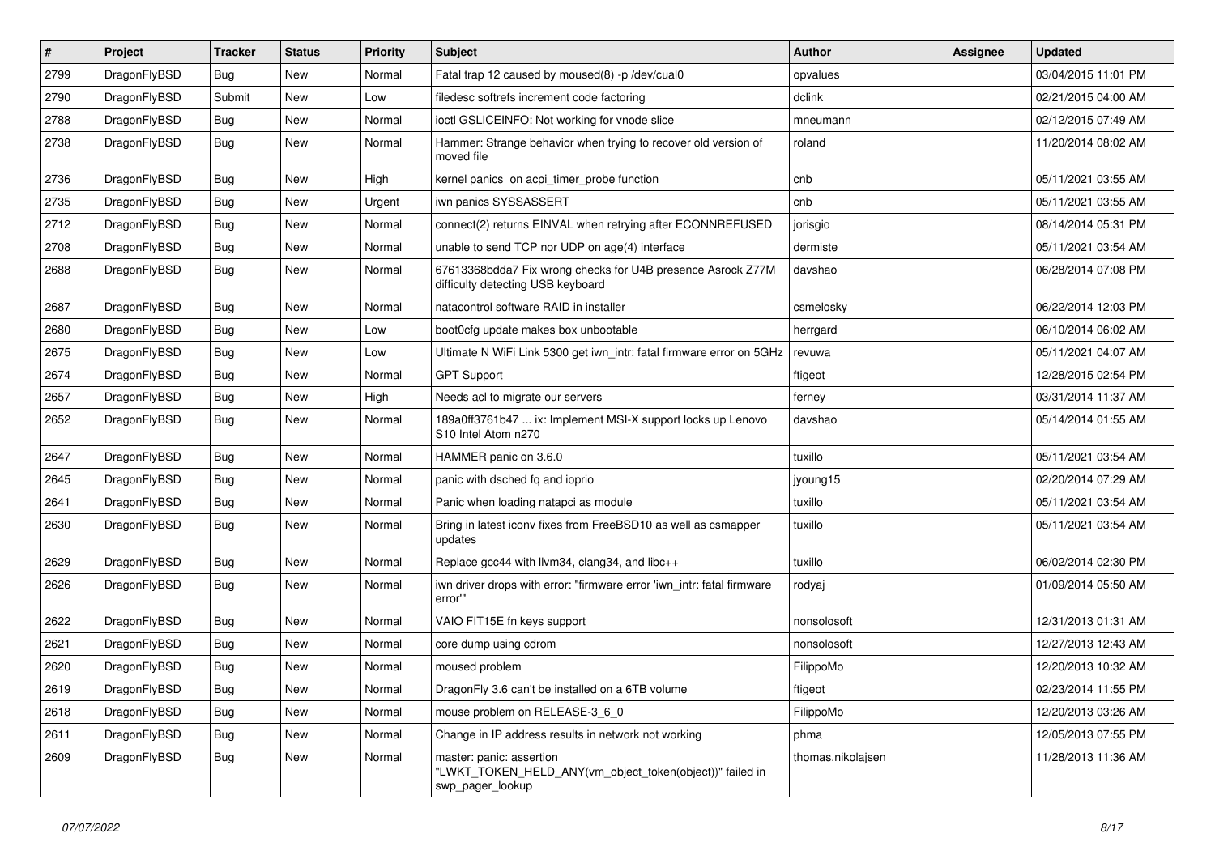| # | Project | Tracker | Status | Priority | Subject | Author | Assignee | Updated |
|---|---|---|---|---|---|---|---|---|
| 2799 | DragonFlyBSD | Bug | New | Normal | Fatal trap 12 caused by moused(8) -p /dev/cual0 | opvalues | | 03/04/2015 11:01 PM |
| 2790 | DragonFlyBSD | Submit | New | Low | filedesc softrefs increment code factoring | dclink | | 02/21/2015 04:00 AM |
| 2788 | DragonFlyBSD | Bug | New | Normal | ioctl GSLICEINFO: Not working for vnode slice | mneumann | | 02/12/2015 07:49 AM |
| 2738 | DragonFlyBSD | Bug | New | Normal | Hammer: Strange behavior when trying to recover old version of moved file | roland | | 11/20/2014 08:02 AM |
| 2736 | DragonFlyBSD | Bug | New | High | kernel panics on acpi_timer_probe function | cnb | | 05/11/2021 03:55 AM |
| 2735 | DragonFlyBSD | Bug | New | Urgent | iwn panics SYSSASSERT | cnb | | 05/11/2021 03:55 AM |
| 2712 | DragonFlyBSD | Bug | New | Normal | connect(2) returns EINVAL when retrying after ECONNREFUSED | jorisgio | | 08/14/2014 05:31 PM |
| 2708 | DragonFlyBSD | Bug | New | Normal | unable to send TCP nor UDP on age(4) interface | dermiste | | 05/11/2021 03:54 AM |
| 2688 | DragonFlyBSD | Bug | New | Normal | 67613368bdda7 Fix wrong checks for U4B presence Asrock Z77M difficulty detecting USB keyboard | davshao | | 06/28/2014 07:08 PM |
| 2687 | DragonFlyBSD | Bug | New | Normal | natacontrol software RAID in installer | csmelosky | | 06/22/2014 12:03 PM |
| 2680 | DragonFlyBSD | Bug | New | Low | boot0cfg update makes box unbootable | herrgard | | 06/10/2014 06:02 AM |
| 2675 | DragonFlyBSD | Bug | New | Low | Ultimate N WiFi Link 5300 get iwn_intr: fatal firmware error on 5GHz | revuwa | | 05/11/2021 04:07 AM |
| 2674 | DragonFlyBSD | Bug | New | Normal | GPT Support | ftigeot | | 12/28/2015 02:54 PM |
| 2657 | DragonFlyBSD | Bug | New | High | Needs acl to migrate our servers | ferney | | 03/31/2014 11:37 AM |
| 2652 | DragonFlyBSD | Bug | New | Normal | 189a0ff3761b47 ... ix: Implement MSI-X support locks up Lenovo S10 Intel Atom n270 | davshao | | 05/14/2014 01:55 AM |
| 2647 | DragonFlyBSD | Bug | New | Normal | HAMMER panic on 3.6.0 | tuxillo | | 05/11/2021 03:54 AM |
| 2645 | DragonFlyBSD | Bug | New | Normal | panic with dsched fq and ioprio | jyoung15 | | 02/20/2014 07:29 AM |
| 2641 | DragonFlyBSD | Bug | New | Normal | Panic when loading natapci as module | tuxillo | | 05/11/2021 03:54 AM |
| 2630 | DragonFlyBSD | Bug | New | Normal | Bring in latest iconv fixes from FreeBSD10 as well as csmapper updates | tuxillo | | 05/11/2021 03:54 AM |
| 2629 | DragonFlyBSD | Bug | New | Normal | Replace gcc44 with llvm34, clang34, and libc++ | tuxillo | | 06/02/2014 02:30 PM |
| 2626 | DragonFlyBSD | Bug | New | Normal | iwn driver drops with error: "firmware error 'iwn_intr: fatal firmware error'" | rodyaj | | 01/09/2014 05:50 AM |
| 2622 | DragonFlyBSD | Bug | New | Normal | VAIO FIT15E fn keys support | nonsolosoft | | 12/31/2013 01:31 AM |
| 2621 | DragonFlyBSD | Bug | New | Normal | core dump using cdrom | nonsolosoft | | 12/27/2013 12:43 AM |
| 2620 | DragonFlyBSD | Bug | New | Normal | moused problem | FilippoMo | | 12/20/2013 10:32 AM |
| 2619 | DragonFlyBSD | Bug | New | Normal | DragonFly 3.6 can't be installed on a 6TB volume | ftigeot | | 02/23/2014 11:55 PM |
| 2618 | DragonFlyBSD | Bug | New | Normal | mouse problem on RELEASE-3_6_0 | FilippoMo | | 12/20/2013 03:26 AM |
| 2611 | DragonFlyBSD | Bug | New | Normal | Change in IP address results in network not working | phma | | 12/05/2013 07:55 PM |
| 2609 | DragonFlyBSD | Bug | New | Normal | master: panic: assertion "LWKT_TOKEN_HELD_ANY(vm_object_token(object))" failed in swp_pager_lookup | thomas.nikolajsen | | 11/28/2013 11:36 AM |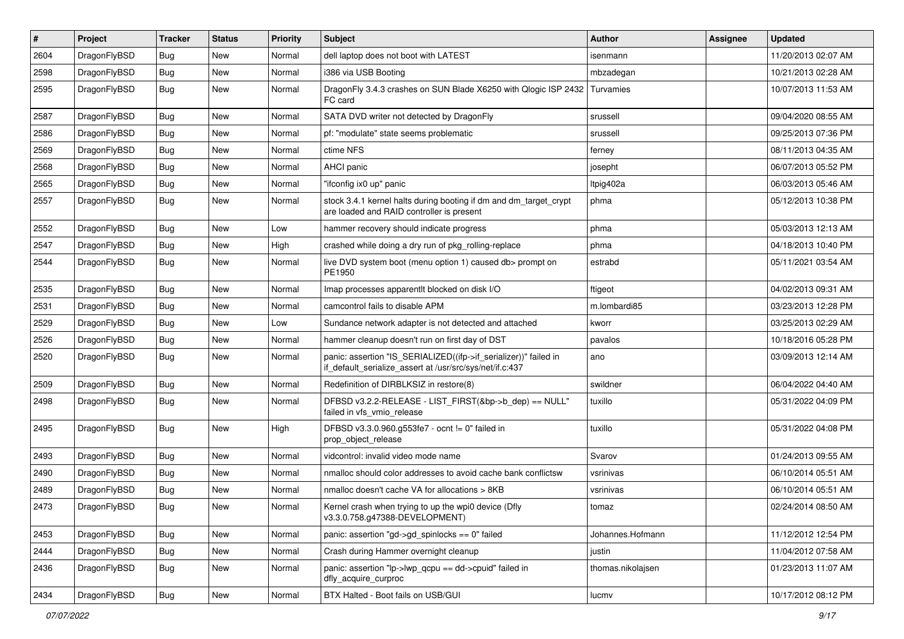| # | Project | Tracker | Status | Priority | Subject | Author | Assignee | Updated |
|---|---|---|---|---|---|---|---|---|
| 2604 | DragonFlyBSD | Bug | New | Normal | dell laptop does not boot with LATEST | isenmann | | 11/20/2013 02:07 AM |
| 2598 | DragonFlyBSD | Bug | New | Normal | i386 via USB Booting | mbzadegan | | 10/21/2013 02:28 AM |
| 2595 | DragonFlyBSD | Bug | New | Normal | DragonFly 3.4.3 crashes on SUN Blade X6250 with Qlogic ISP 2432 FC card | Turvamies | | 10/07/2013 11:53 AM |
| 2587 | DragonFlyBSD | Bug | New | Normal | SATA DVD writer not detected by DragonFly | srussell | | 09/04/2020 08:55 AM |
| 2586 | DragonFlyBSD | Bug | New | Normal | pf: "modulate" state seems problematic | srussell | | 09/25/2013 07:36 PM |
| 2569 | DragonFlyBSD | Bug | New | Normal | ctime NFS | ferney | | 08/11/2013 04:35 AM |
| 2568 | DragonFlyBSD | Bug | New | Normal | AHCI panic | josepht | | 06/07/2013 05:52 PM |
| 2565 | DragonFlyBSD | Bug | New | Normal | "ifconfig ix0 up" panic | ltpig402a | | 06/03/2013 05:46 AM |
| 2557 | DragonFlyBSD | Bug | New | Normal | stock 3.4.1 kernel halts during booting if dm and dm_target_crypt are loaded and RAID controller is present | phma | | 05/12/2013 10:38 PM |
| 2552 | DragonFlyBSD | Bug | New | Low | hammer recovery should indicate progress | phma | | 05/03/2013 12:13 AM |
| 2547 | DragonFlyBSD | Bug | New | High | crashed while doing a dry run of pkg_rolling-replace | phma | | 04/18/2013 10:40 PM |
| 2544 | DragonFlyBSD | Bug | New | Normal | live DVD system boot (menu option 1) caused db> prompt on PE1950 | estrabd | | 05/11/2021 03:54 AM |
| 2535 | DragonFlyBSD | Bug | New | Normal | Imap processes apparentlt blocked on disk I/O | ftigeot | | 04/02/2013 09:31 AM |
| 2531 | DragonFlyBSD | Bug | New | Normal | camcontrol fails to disable APM | m.lombardi85 | | 03/23/2013 12:28 PM |
| 2529 | DragonFlyBSD | Bug | New | Low | Sundance network adapter is not detected and attached | kworr | | 03/25/2013 02:29 AM |
| 2526 | DragonFlyBSD | Bug | New | Normal | hammer cleanup doesn't run on first day of DST | pavalos | | 10/18/2016 05:28 PM |
| 2520 | DragonFlyBSD | Bug | New | Normal | panic: assertion "IS_SERIALIZED((ifp->if_serializer))" failed in if_default_serialize_assert at /usr/src/sys/net/if.c:437 | ano | | 03/09/2013 12:14 AM |
| 2509 | DragonFlyBSD | Bug | New | Normal | Redefinition of DIRBLKSIZ in restore(8) | swildner | | 06/04/2022 04:40 AM |
| 2498 | DragonFlyBSD | Bug | New | Normal | DFBSD v3.2.2-RELEASE - LIST_FIRST(&bp->b_dep) == NULL" failed in vfs_vmio_release | tuxillo | | 05/31/2022 04:09 PM |
| 2495 | DragonFlyBSD | Bug | New | High | DFBSD v3.3.0.960.g553fe7 - ocnt != 0" failed in prop_object_release | tuxillo | | 05/31/2022 04:08 PM |
| 2493 | DragonFlyBSD | Bug | New | Normal | vidcontrol: invalid video mode name | Svarov | | 01/24/2013 09:55 AM |
| 2490 | DragonFlyBSD | Bug | New | Normal | nmalloc should color addresses to avoid cache bank conflictsw | vsrinivas | | 06/10/2014 05:51 AM |
| 2489 | DragonFlyBSD | Bug | New | Normal | nmalloc doesn't cache VA for allocations > 8KB | vsrinivas | | 06/10/2014 05:51 AM |
| 2473 | DragonFlyBSD | Bug | New | Normal | Kernel crash when trying to up the wpi0 device (Dfly v3.3.0.758.g47388-DEVELOPMENT) | tomaz | | 02/24/2014 08:50 AM |
| 2453 | DragonFlyBSD | Bug | New | Normal | panic: assertion "gd->gd_spinlocks == 0" failed | Johannes.Hofmann | | 11/12/2012 12:54 PM |
| 2444 | DragonFlyBSD | Bug | New | Normal | Crash during Hammer overnight cleanup | justin | | 11/04/2012 07:58 AM |
| 2436 | DragonFlyBSD | Bug | New | Normal | panic: assertion "lp->lwp_qcpu == dd->cpuid" failed in dfly_acquire_curproc | thomas.nikolajsen | | 01/23/2013 11:07 AM |
| 2434 | DragonFlyBSD | Bug | New | Normal | BTX Halted - Boot fails on USB/GUI | lucmv | | 10/17/2012 08:12 PM |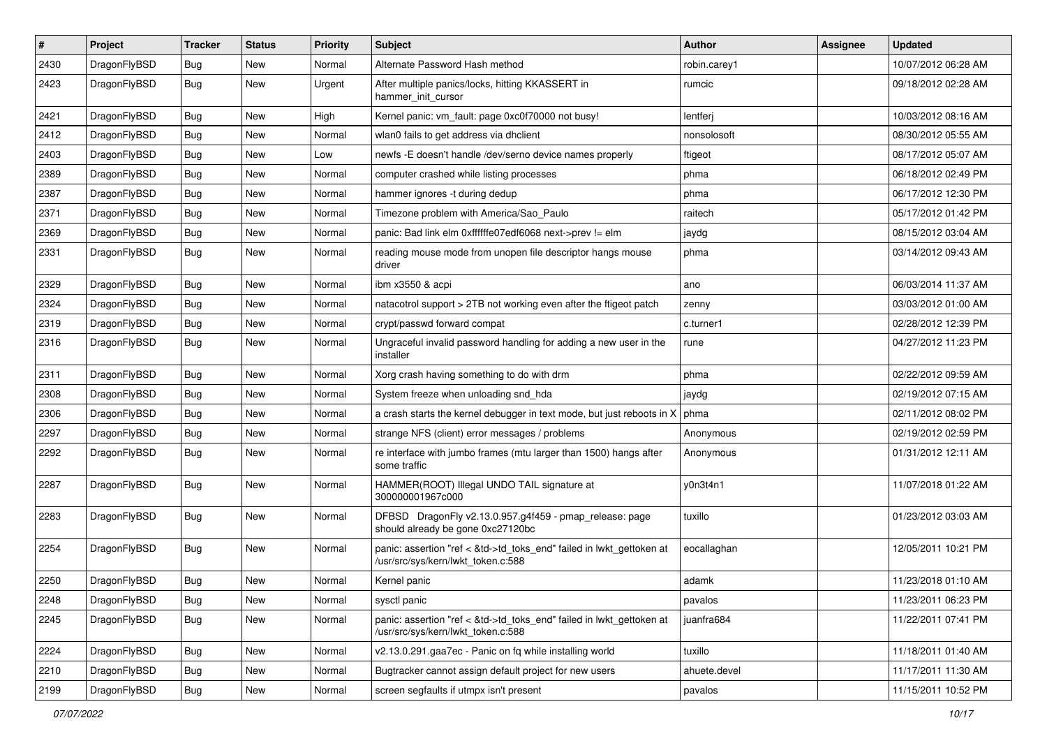| # | Project | Tracker | Status | Priority | Subject | Author | Assignee | Updated |
|---|---|---|---|---|---|---|---|---|
| 2430 | DragonFlyBSD | Bug | New | Normal | Alternate Password Hash method | robin.carey1 | | 10/07/2012 06:28 AM |
| 2423 | DragonFlyBSD | Bug | New | Urgent | After multiple panics/locks, hitting KKASSERT in hammer_init_cursor | rumcic | | 09/18/2012 02:28 AM |
| 2421 | DragonFlyBSD | Bug | New | High | Kernel panic: vm_fault: page 0xc0f70000 not busy! | lentferj | | 10/03/2012 08:16 AM |
| 2412 | DragonFlyBSD | Bug | New | Normal | wlan0 fails to get address via dhclient | nonsolosoft | | 08/30/2012 05:55 AM |
| 2403 | DragonFlyBSD | Bug | New | Low | newfs -E doesn't handle /dev/serno device names properly | ftigeot | | 08/17/2012 05:07 AM |
| 2389 | DragonFlyBSD | Bug | New | Normal | computer crashed while listing processes | phma | | 06/18/2012 02:49 PM |
| 2387 | DragonFlyBSD | Bug | New | Normal | hammer ignores -t during dedup | phma | | 06/17/2012 12:30 PM |
| 2371 | DragonFlyBSD | Bug | New | Normal | Timezone problem with America/Sao_Paulo | raitech | | 05/17/2012 01:42 PM |
| 2369 | DragonFlyBSD | Bug | New | Normal | panic: Bad link elm 0xffffffe07edf6068 next->prev != elm | jaydg | | 08/15/2012 03:04 AM |
| 2331 | DragonFlyBSD | Bug | New | Normal | reading mouse mode from unopen file descriptor hangs mouse driver | phma | | 03/14/2012 09:43 AM |
| 2329 | DragonFlyBSD | Bug | New | Normal | ibm x3550 & acpi | ano | | 06/03/2014 11:37 AM |
| 2324 | DragonFlyBSD | Bug | New | Normal | natacotrol support > 2TB not working even after the ftigeot patch | zenny | | 03/03/2012 01:00 AM |
| 2319 | DragonFlyBSD | Bug | New | Normal | crypt/passwd forward compat | c.turner1 | | 02/28/2012 12:39 PM |
| 2316 | DragonFlyBSD | Bug | New | Normal | Ungraceful invalid password handling for adding a new user in the installer | rune | | 04/27/2012 11:23 PM |
| 2311 | DragonFlyBSD | Bug | New | Normal | Xorg crash having something to do with drm | phma | | 02/22/2012 09:59 AM |
| 2308 | DragonFlyBSD | Bug | New | Normal | System freeze when unloading snd_hda | jaydg | | 02/19/2012 07:15 AM |
| 2306 | DragonFlyBSD | Bug | New | Normal | a crash starts the kernel debugger in text mode, but just reboots in X | phma | | 02/11/2012 08:02 PM |
| 2297 | DragonFlyBSD | Bug | New | Normal | strange NFS (client) error messages / problems | Anonymous | | 02/19/2012 02:59 PM |
| 2292 | DragonFlyBSD | Bug | New | Normal | re interface with jumbo frames (mtu larger than 1500) hangs after some traffic | Anonymous | | 01/31/2012 12:11 AM |
| 2287 | DragonFlyBSD | Bug | New | Normal | HAMMER(ROOT) Illegal UNDO TAIL signature at 300000001967c000 | y0n3t4n1 | | 11/07/2018 01:22 AM |
| 2283 | DragonFlyBSD | Bug | New | Normal | DFBSD DragonFly v2.13.0.957.g4f459 - pmap_release: page should already be gone 0xc27120bc | tuxillo | | 01/23/2012 03:03 AM |
| 2254 | DragonFlyBSD | Bug | New | Normal | panic: assertion "ref < &td->td_toks_end" failed in lwkt_gettoken at /usr/src/sys/kern/lwkt_token.c:588 | eocallaghan | | 12/05/2011 10:21 PM |
| 2250 | DragonFlyBSD | Bug | New | Normal | Kernel panic | adamk | | 11/23/2018 01:10 AM |
| 2248 | DragonFlyBSD | Bug | New | Normal | sysctl panic | pavalos | | 11/23/2011 06:23 PM |
| 2245 | DragonFlyBSD | Bug | New | Normal | panic: assertion "ref < &td->td_toks_end" failed in lwkt_gettoken at /usr/src/sys/kern/lwkt_token.c:588 | juanfra684 | | 11/22/2011 07:41 PM |
| 2224 | DragonFlyBSD | Bug | New | Normal | v2.13.0.291.gaa7ec - Panic on fq while installing world | tuxillo | | 11/18/2011 01:40 AM |
| 2210 | DragonFlyBSD | Bug | New | Normal | Bugtracker cannot assign default project for new users | ahuete.devel | | 11/17/2011 11:30 AM |
| 2199 | DragonFlyBSD | Bug | New | Normal | screen segfaults if utmpx isn't present | pavalos | | 11/15/2011 10:52 PM |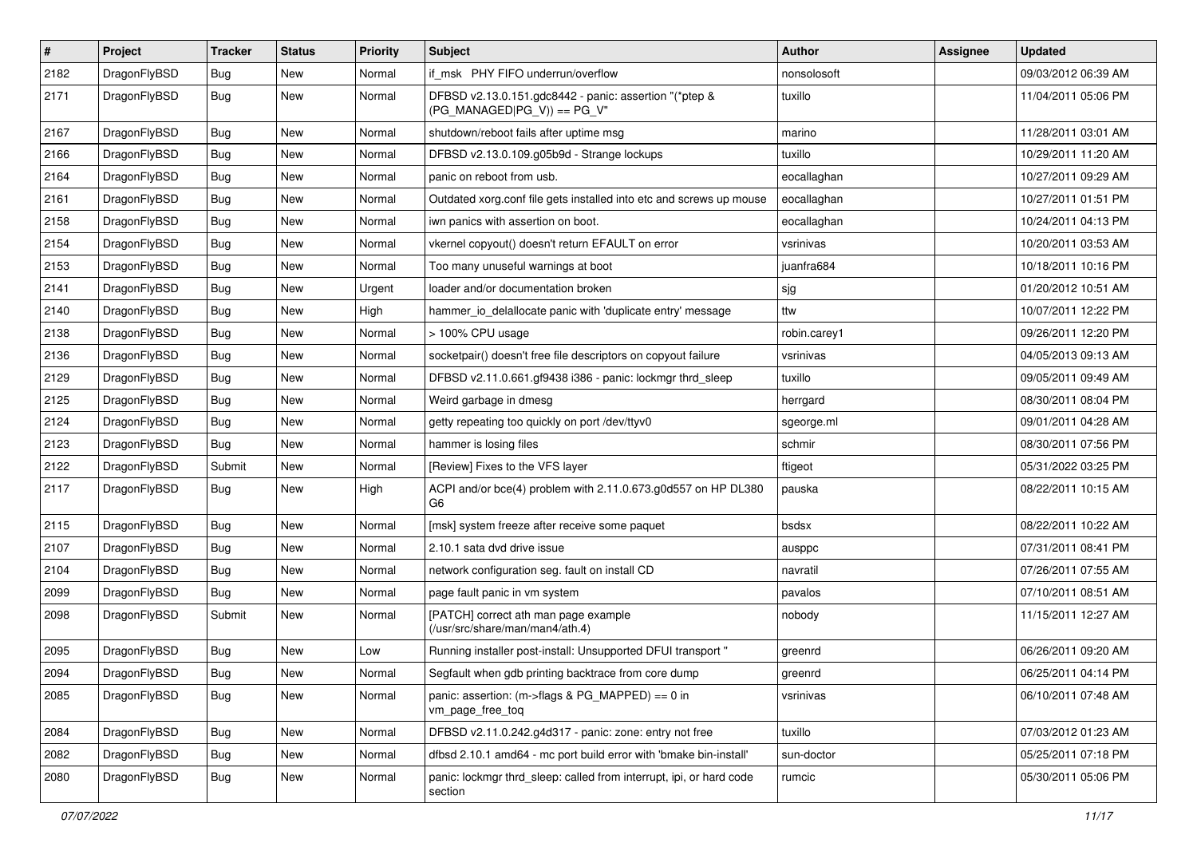| # | Project | Tracker | Status | Priority | Subject | Author | Assignee | Updated |
|---|---|---|---|---|---|---|---|---|
| 2182 | DragonFlyBSD | Bug | New | Normal | if_msk PHY FIFO underrun/overflow | nonsolosoft | | 09/03/2012 06:39 AM |
| 2171 | DragonFlyBSD | Bug | New | Normal | DFBSD v2.13.0.151.gdc8442 - panic: assertion "(*ptep & (PG_MANAGED\|PG_V)) == PG_V" | tuxillo | | 11/04/2011 05:06 PM |
| 2167 | DragonFlyBSD | Bug | New | Normal | shutdown/reboot fails after uptime msg | marino | | 11/28/2011 03:01 AM |
| 2166 | DragonFlyBSD | Bug | New | Normal | DFBSD v2.13.0.109.g05b9d - Strange lockups | tuxillo | | 10/29/2011 11:20 AM |
| 2164 | DragonFlyBSD | Bug | New | Normal | panic on reboot from usb. | eocallaghan | | 10/27/2011 09:29 AM |
| 2161 | DragonFlyBSD | Bug | New | Normal | Outdated xorg.conf file gets installed into etc and screws up mouse | eocallaghan | | 10/27/2011 01:51 PM |
| 2158 | DragonFlyBSD | Bug | New | Normal | iwn panics with assertion on boot. | eocallaghan | | 10/24/2011 04:13 PM |
| 2154 | DragonFlyBSD | Bug | New | Normal | vkernel copyout() doesn't return EFAULT on error | vsrinivas | | 10/20/2011 03:53 AM |
| 2153 | DragonFlyBSD | Bug | New | Normal | Too many unuseful warnings at boot | juanfra684 | | 10/18/2011 10:16 PM |
| 2141 | DragonFlyBSD | Bug | New | Urgent | loader and/or documentation broken | sjg | | 01/20/2012 10:51 AM |
| 2140 | DragonFlyBSD | Bug | New | High | hammer_io_delallocate panic with 'duplicate entry' message | ttw | | 10/07/2011 12:22 PM |
| 2138 | DragonFlyBSD | Bug | New | Normal | > 100% CPU usage | robin.carey1 | | 09/26/2011 12:20 PM |
| 2136 | DragonFlyBSD | Bug | New | Normal | socketpair() doesn't free file descriptors on copyout failure | vsrinivas | | 04/05/2013 09:13 AM |
| 2129 | DragonFlyBSD | Bug | New | Normal | DFBSD v2.11.0.661.gf9438 i386 - panic: lockmgr thrd_sleep | tuxillo | | 09/05/2011 09:49 AM |
| 2125 | DragonFlyBSD | Bug | New | Normal | Weird garbage in dmesg | herrgard | | 08/30/2011 08:04 PM |
| 2124 | DragonFlyBSD | Bug | New | Normal | getty repeating too quickly on port /dev/ttyv0 | sgeorge.ml | | 09/01/2011 04:28 AM |
| 2123 | DragonFlyBSD | Bug | New | Normal | hammer is losing files | schmir | | 08/30/2011 07:56 PM |
| 2122 | DragonFlyBSD | Submit | New | Normal | [Review] Fixes to the VFS layer | ftigeot | | 05/31/2022 03:25 PM |
| 2117 | DragonFlyBSD | Bug | New | High | ACPI and/or bce(4) problem with 2.11.0.673.g0d557 on HP DL380 G6 | pauska | | 08/22/2011 10:15 AM |
| 2115 | DragonFlyBSD | Bug | New | Normal | [msk] system freeze after receive some paquet | bsdsx | | 08/22/2011 10:22 AM |
| 2107 | DragonFlyBSD | Bug | New | Normal | 2.10.1 sata dvd drive issue | ausppc | | 07/31/2011 08:41 PM |
| 2104 | DragonFlyBSD | Bug | New | Normal | network configuration seg. fault on install CD | navratil | | 07/26/2011 07:55 AM |
| 2099 | DragonFlyBSD | Bug | New | Normal | page fault panic in vm system | pavalos | | 07/10/2011 08:51 AM |
| 2098 | DragonFlyBSD | Submit | New | Normal | [PATCH] correct ath man page example (/usr/src/share/man/man4/ath.4) | nobody | | 11/15/2011 12:27 AM |
| 2095 | DragonFlyBSD | Bug | New | Low | Running installer post-install: Unsupported DFUI transport " | greenrd | | 06/26/2011 09:20 AM |
| 2094 | DragonFlyBSD | Bug | New | Normal | Segfault when gdb printing backtrace from core dump | greenrd | | 06/25/2011 04:14 PM |
| 2085 | DragonFlyBSD | Bug | New | Normal | panic: assertion: (m->flags & PG_MAPPED) == 0 in vm_page_free_toq | vsrinivas | | 06/10/2011 07:48 AM |
| 2084 | DragonFlyBSD | Bug | New | Normal | DFBSD v2.11.0.242.g4d317 - panic: zone: entry not free | tuxillo | | 07/03/2012 01:23 AM |
| 2082 | DragonFlyBSD | Bug | New | Normal | dfbsd 2.10.1 amd64 - mc port build error with 'bmake bin-install' | sun-doctor | | 05/25/2011 07:18 PM |
| 2080 | DragonFlyBSD | Bug | New | Normal | panic: lockmgr thrd_sleep: called from interrupt, ipi, or hard code section | rumcic | | 05/30/2011 05:06 PM |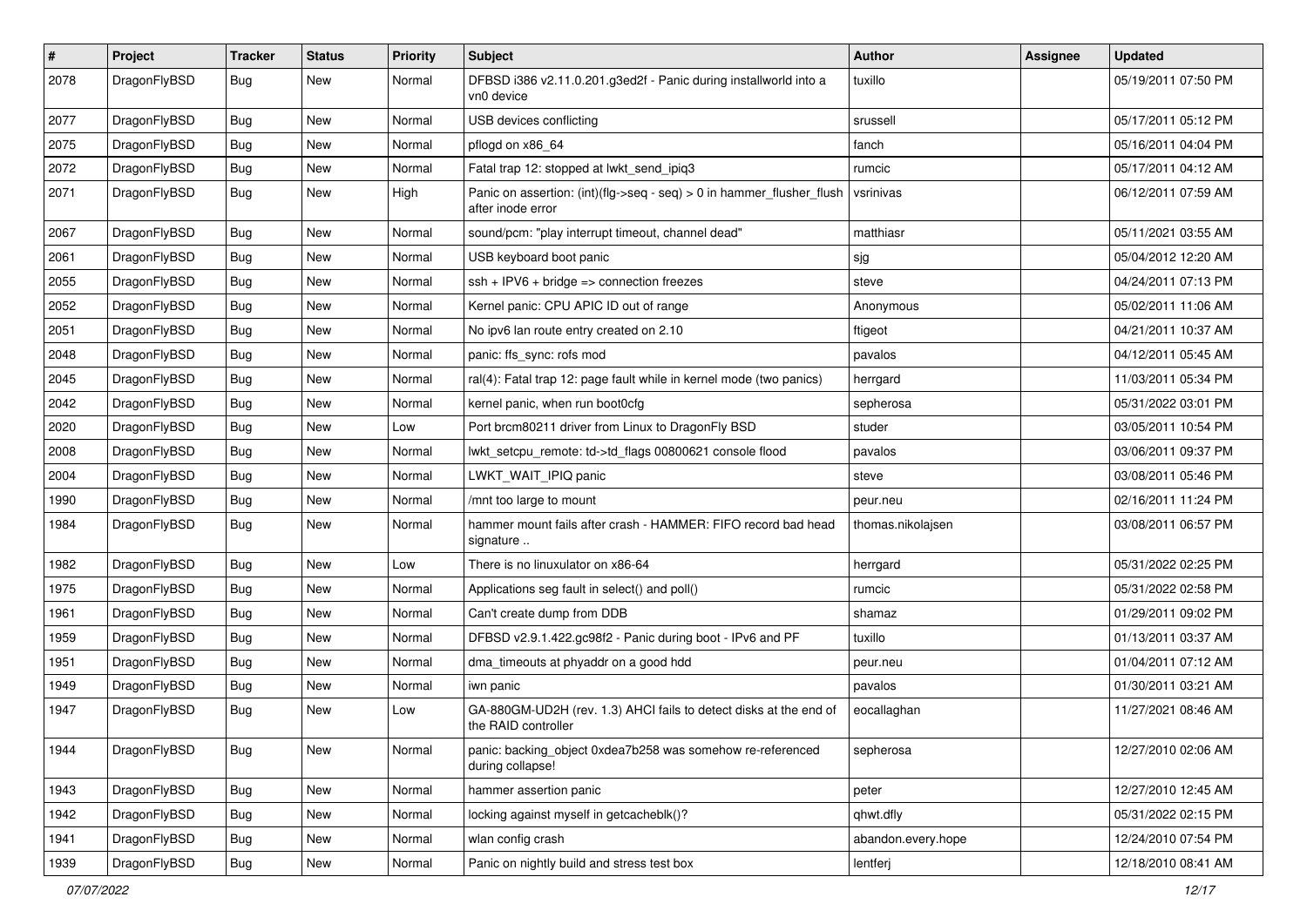| # | Project | Tracker | Status | Priority | Subject | Author | Assignee | Updated |
|---|---|---|---|---|---|---|---|---|
| 2078 | DragonFlyBSD | Bug | New | Normal | DFBSD i386 v2.11.0.201.g3ed2f - Panic during installworld into a vn0 device | tuxillo | | 05/19/2011 07:50 PM |
| 2077 | DragonFlyBSD | Bug | New | Normal | USB devices conflicting | srussell | | 05/17/2011 05:12 PM |
| 2075 | DragonFlyBSD | Bug | New | Normal | pflogd on x86_64 | fanch | | 05/16/2011 04:04 PM |
| 2072 | DragonFlyBSD | Bug | New | Normal | Fatal trap 12: stopped at lwkt_send_ipiq3 | rumcic | | 05/17/2011 04:12 AM |
| 2071 | DragonFlyBSD | Bug | New | High | Panic on assertion: (int)(flg->seq - seq) > 0 in hammer_flusher_flush after inode error | vsrinivas | | 06/12/2011 07:59 AM |
| 2067 | DragonFlyBSD | Bug | New | Normal | sound/pcm: "play interrupt timeout, channel dead" | matthiasr | | 05/11/2021 03:55 AM |
| 2061 | DragonFlyBSD | Bug | New | Normal | USB keyboard boot panic | sjg | | 05/04/2012 12:20 AM |
| 2055 | DragonFlyBSD | Bug | New | Normal | ssh + IPV6 + bridge => connection freezes | steve | | 04/24/2011 07:13 PM |
| 2052 | DragonFlyBSD | Bug | New | Normal | Kernel panic: CPU APIC ID out of range | Anonymous | | 05/02/2011 11:06 AM |
| 2051 | DragonFlyBSD | Bug | New | Normal | No ipv6 lan route entry created on 2.10 | ftigeot | | 04/21/2011 10:37 AM |
| 2048 | DragonFlyBSD | Bug | New | Normal | panic: ffs_sync: rofs mod | pavalos | | 04/12/2011 05:45 AM |
| 2045 | DragonFlyBSD | Bug | New | Normal | ral(4): Fatal trap 12: page fault while in kernel mode (two panics) | herrgard | | 11/03/2011 05:34 PM |
| 2042 | DragonFlyBSD | Bug | New | Normal | kernel panic, when run boot0cfg | sepherosa | | 05/31/2022 03:01 PM |
| 2020 | DragonFlyBSD | Bug | New | Low | Port brcm80211 driver from Linux to DragonFly BSD | studer | | 03/05/2011 10:54 PM |
| 2008 | DragonFlyBSD | Bug | New | Normal | lwkt_setcpu_remote: td->td_flags 00800621 console flood | pavalos | | 03/06/2011 09:37 PM |
| 2004 | DragonFlyBSD | Bug | New | Normal | LWKT_WAIT_IPIQ panic | steve | | 03/08/2011 05:46 PM |
| 1990 | DragonFlyBSD | Bug | New | Normal | /mnt too large to mount | peur.neu | | 02/16/2011 11:24 PM |
| 1984 | DragonFlyBSD | Bug | New | Normal | hammer mount fails after crash - HAMMER: FIFO record bad head signature .. | thomas.nikolajsen | | 03/08/2011 06:57 PM |
| 1982 | DragonFlyBSD | Bug | New | Low | There is no linuxulator on x86-64 | herrgard | | 05/31/2022 02:25 PM |
| 1975 | DragonFlyBSD | Bug | New | Normal | Applications seg fault in select() and poll() | rumcic | | 05/31/2022 02:58 PM |
| 1961 | DragonFlyBSD | Bug | New | Normal | Can't create dump from DDB | shamaz | | 01/29/2011 09:02 PM |
| 1959 | DragonFlyBSD | Bug | New | Normal | DFBSD v2.9.1.422.gc98f2 - Panic during boot - IPv6 and PF | tuxillo | | 01/13/2011 03:37 AM |
| 1951 | DragonFlyBSD | Bug | New | Normal | dma_timeouts at phyaddr on a good hdd | peur.neu | | 01/04/2011 07:12 AM |
| 1949 | DragonFlyBSD | Bug | New | Normal | iwn panic | pavalos | | 01/30/2011 03:21 AM |
| 1947 | DragonFlyBSD | Bug | New | Low | GA-880GM-UD2H (rev. 1.3) AHCI fails to detect disks at the end of the RAID controller | eocallaghan | | 11/27/2021 08:46 AM |
| 1944 | DragonFlyBSD | Bug | New | Normal | panic: backing_object 0xdea7b258 was somehow re-referenced during collapse! | sepherosa | | 12/27/2010 02:06 AM |
| 1943 | DragonFlyBSD | Bug | New | Normal | hammer assertion panic | peter | | 12/27/2010 12:45 AM |
| 1942 | DragonFlyBSD | Bug | New | Normal | locking against myself in getcacheblk()? | qhwt.dfly | | 05/31/2022 02:15 PM |
| 1941 | DragonFlyBSD | Bug | New | Normal | wlan config crash | abandon.every.hope | | 12/24/2010 07:54 PM |
| 1939 | DragonFlyBSD | Bug | New | Normal | Panic on nightly build and stress test box | lentferj | | 12/18/2010 08:41 AM |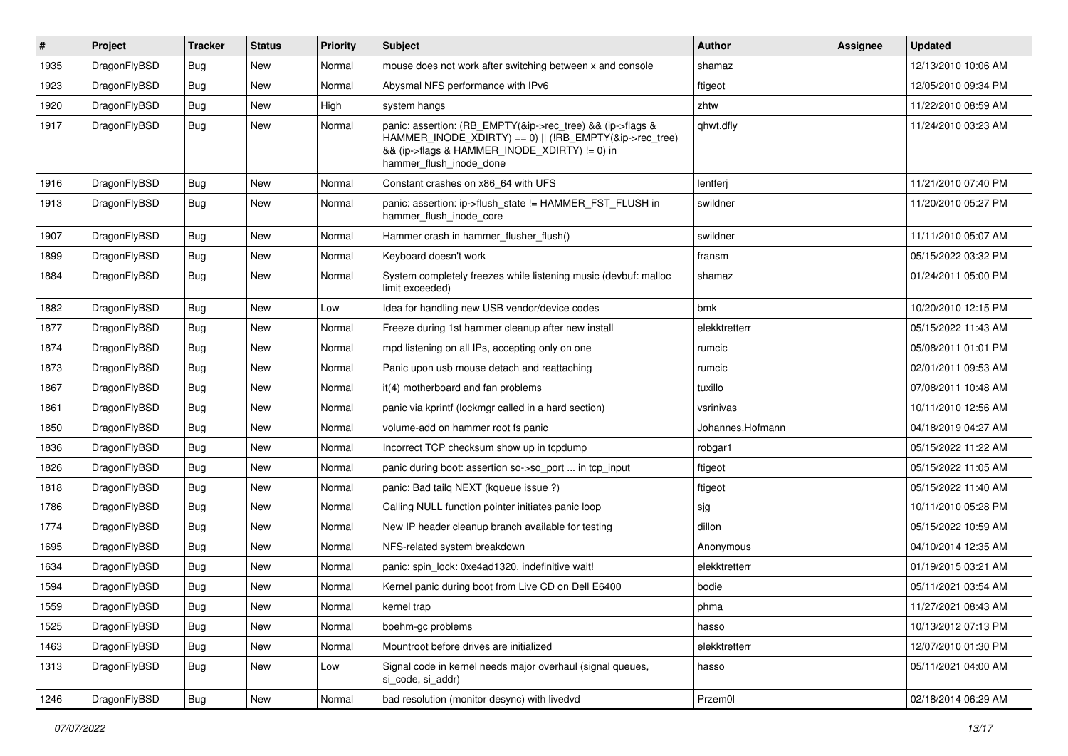| # | Project | Tracker | Status | Priority | Subject | Author | Assignee | Updated |
|---|---|---|---|---|---|---|---|---|
| 1935 | DragonFlyBSD | Bug | New | Normal | mouse does not work after switching between x and console | shamaz | | 12/13/2010 10:06 AM |
| 1923 | DragonFlyBSD | Bug | New | Normal | Abysmal NFS performance with IPv6 | ftigeot | | 12/05/2010 09:34 PM |
| 1920 | DragonFlyBSD | Bug | New | High | system hangs | zhtw | | 11/22/2010 08:59 AM |
| 1917 | DragonFlyBSD | Bug | New | Normal | panic: assertion: (RB_EMPTY(&ip->rec_tree) && (ip->flags & HAMMER_INODE_XDIRTY) == 0) \|\| (!RB_EMPTY(&ip->rec_tree) && (ip->flags & HAMMER_INODE_XDIRTY) != 0) in hammer_flush_inode_done | qhwt.dfly | | 11/24/2010 03:23 AM |
| 1916 | DragonFlyBSD | Bug | New | Normal | Constant crashes on x86_64 with UFS | lentferj | | 11/21/2010 07:40 PM |
| 1913 | DragonFlyBSD | Bug | New | Normal | panic: assertion: ip->flush_state != HAMMER_FST_FLUSH in hammer_flush_inode_core | swildner | | 11/20/2010 05:27 PM |
| 1907 | DragonFlyBSD | Bug | New | Normal | Hammer crash in hammer_flusher_flush() | swildner | | 11/11/2010 05:07 AM |
| 1899 | DragonFlyBSD | Bug | New | Normal | Keyboard doesn't work | fransm | | 05/15/2022 03:32 PM |
| 1884 | DragonFlyBSD | Bug | New | Normal | System completely freezes while listening music (devbuf: malloc limit exceeded) | shamaz | | 01/24/2011 05:00 PM |
| 1882 | DragonFlyBSD | Bug | New | Low | Idea for handling new USB vendor/device codes | bmk | | 10/20/2010 12:15 PM |
| 1877 | DragonFlyBSD | Bug | New | Normal | Freeze during 1st hammer cleanup after new install | elekktretterr | | 05/15/2022 11:43 AM |
| 1874 | DragonFlyBSD | Bug | New | Normal | mpd listening on all IPs, accepting only on one | rumcic | | 05/08/2011 01:01 PM |
| 1873 | DragonFlyBSD | Bug | New | Normal | Panic upon usb mouse detach and reattaching | rumcic | | 02/01/2011 09:53 AM |
| 1867 | DragonFlyBSD | Bug | New | Normal | it(4) motherboard and fan problems | tuxillo | | 07/08/2011 10:48 AM |
| 1861 | DragonFlyBSD | Bug | New | Normal | panic via kprintf (lockmgr called in a hard section) | vsrinivas | | 10/11/2010 12:56 AM |
| 1850 | DragonFlyBSD | Bug | New | Normal | volume-add on hammer root fs panic | Johannes.Hofmann | | 04/18/2019 04:27 AM |
| 1836 | DragonFlyBSD | Bug | New | Normal | Incorrect TCP checksum show up in tcpdump | robgar1 | | 05/15/2022 11:22 AM |
| 1826 | DragonFlyBSD | Bug | New | Normal | panic during boot: assertion so->so_port ... in tcp_input | ftigeot | | 05/15/2022 11:05 AM |
| 1818 | DragonFlyBSD | Bug | New | Normal | panic: Bad tailq NEXT (kqueue issue ?) | ftigeot | | 05/15/2022 11:40 AM |
| 1786 | DragonFlyBSD | Bug | New | Normal | Calling NULL function pointer initiates panic loop | sjg | | 10/11/2010 05:28 PM |
| 1774 | DragonFlyBSD | Bug | New | Normal | New IP header cleanup branch available for testing | dillon | | 05/15/2022 10:59 AM |
| 1695 | DragonFlyBSD | Bug | New | Normal | NFS-related system breakdown | Anonymous | | 04/10/2014 12:35 AM |
| 1634 | DragonFlyBSD | Bug | New | Normal | panic: spin_lock: 0xe4ad1320, indefinitive wait! | elekktretterr | | 01/19/2015 03:21 AM |
| 1594 | DragonFlyBSD | Bug | New | Normal | Kernel panic during boot from Live CD on Dell E6400 | bodie | | 05/11/2021 03:54 AM |
| 1559 | DragonFlyBSD | Bug | New | Normal | kernel trap | phma | | 11/27/2021 08:43 AM |
| 1525 | DragonFlyBSD | Bug | New | Normal | boehm-gc problems | hasso | | 10/13/2012 07:13 PM |
| 1463 | DragonFlyBSD | Bug | New | Normal | Mountroot before drives are initialized | elekktretterr | | 12/07/2010 01:30 PM |
| 1313 | DragonFlyBSD | Bug | New | Low | Signal code in kernel needs major overhaul (signal queues, si_code, si_addr) | hasso | | 05/11/2021 04:00 AM |
| 1246 | DragonFlyBSD | Bug | New | Normal | bad resolution (monitor desync) with livedvd | Przem0l | | 02/18/2014 06:29 AM |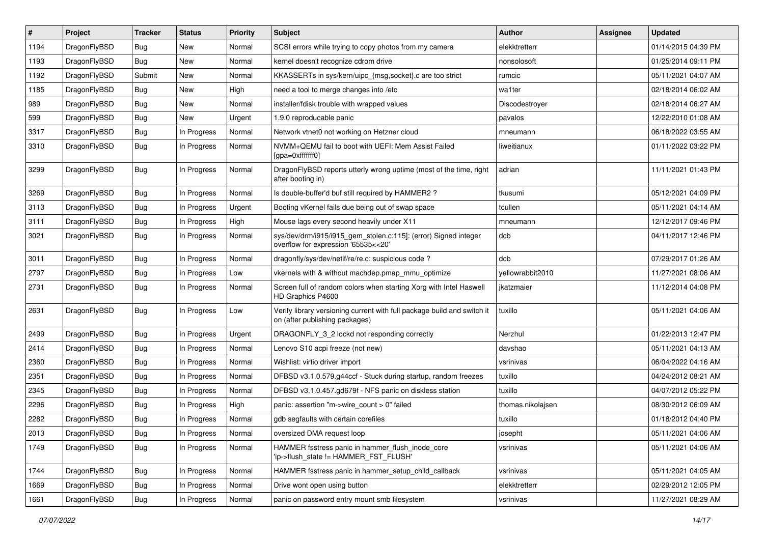| # | Project | Tracker | Status | Priority | Subject | Author | Assignee | Updated |
|---|---|---|---|---|---|---|---|---|
| 1194 | DragonFlyBSD | Bug | New | Normal | SCSI errors while trying to copy photos from my camera | elekktretterr | | 01/14/2015 04:39 PM |
| 1193 | DragonFlyBSD | Bug | New | Normal | kernel doesn't recognize cdrom drive | nonsolosoft | | 01/25/2014 09:11 PM |
| 1192 | DragonFlyBSD | Submit | New | Normal | KKASSERTs in sys/kern/uipc_{msg,socket}.c are too strict | rumcic | | 05/11/2021 04:07 AM |
| 1185 | DragonFlyBSD | Bug | New | High | need a tool to merge changes into /etc | wa1ter | | 02/18/2014 06:02 AM |
| 989 | DragonFlyBSD | Bug | New | Normal | installer/fdisk trouble with wrapped values | Discodestroyer | | 02/18/2014 06:27 AM |
| 599 | DragonFlyBSD | Bug | New | Urgent | 1.9.0 reproducable panic | pavalos | | 12/22/2010 01:08 AM |
| 3317 | DragonFlyBSD | Bug | In Progress | Normal | Network vtnet0 not working on Hetzner cloud | mneumann | | 06/18/2022 03:55 AM |
| 3310 | DragonFlyBSD | Bug | In Progress | Normal | NVMM+QEMU fail to boot with UEFI: Mem Assist Failed [gpa=0xfffffff0] | liweitianux | | 01/11/2022 03:22 PM |
| 3299 | DragonFlyBSD | Bug | In Progress | Normal | DragonFlyBSD reports utterly wrong uptime (most of the time, right after booting in) | adrian | | 11/11/2021 01:43 PM |
| 3269 | DragonFlyBSD | Bug | In Progress | Normal | Is double-buffer'd buf still required by HAMMER2 ? | tkusumi | | 05/12/2021 04:09 PM |
| 3113 | DragonFlyBSD | Bug | In Progress | Urgent | Booting vKernel fails due being out of swap space | tcullen | | 05/11/2021 04:14 AM |
| 3111 | DragonFlyBSD | Bug | In Progress | High | Mouse lags every second heavily under X11 | mneumann | | 12/12/2017 09:46 PM |
| 3021 | DragonFlyBSD | Bug | In Progress | Normal | sys/dev/drm/i915/i915_gem_stolen.c:115]: (error) Signed integer overflow for expression '65535<<20' | dcb | | 04/11/2017 12:46 PM |
| 3011 | DragonFlyBSD | Bug | In Progress | Normal | dragonfly/sys/dev/netif/re/re.c: suspicious code ? | dcb | | 07/29/2017 01:26 AM |
| 2797 | DragonFlyBSD | Bug | In Progress | Low | vkernels with & without machdep.pmap_mmu_optimize | yellowrabbit2010 | | 11/27/2021 08:06 AM |
| 2731 | DragonFlyBSD | Bug | In Progress | Normal | Screen full of random colors when starting Xorg with Intel Haswell HD Graphics P4600 | jkatzmaier | | 11/12/2014 04:08 PM |
| 2631 | DragonFlyBSD | Bug | In Progress | Low | Verify library versioning current with full package build and switch it on (after publishing packages) | tuxillo | | 05/11/2021 04:06 AM |
| 2499 | DragonFlyBSD | Bug | In Progress | Urgent | DRAGONFLY_3_2 lockd not responding correctly | Nerzhul | | 01/22/2013 12:47 PM |
| 2414 | DragonFlyBSD | Bug | In Progress | Normal | Lenovo S10 acpi freeze (not new) | davshao | | 05/11/2021 04:13 AM |
| 2360 | DragonFlyBSD | Bug | In Progress | Normal | Wishlist: virtio driver import | vsrinivas | | 06/04/2022 04:16 AM |
| 2351 | DragonFlyBSD | Bug | In Progress | Normal | DFBSD v3.1.0.579.g44ccf - Stuck during startup, random freezes | tuxillo | | 04/24/2012 08:21 AM |
| 2345 | DragonFlyBSD | Bug | In Progress | Normal | DFBSD v3.1.0.457.gd679f - NFS panic on diskless station | tuxillo | | 04/07/2012 05:22 PM |
| 2296 | DragonFlyBSD | Bug | In Progress | High | panic: assertion "m->wire_count > 0" failed | thomas.nikolajsen | | 08/30/2012 06:09 AM |
| 2282 | DragonFlyBSD | Bug | In Progress | Normal | gdb segfaults with certain corefiles | tuxillo | | 01/18/2012 04:40 PM |
| 2013 | DragonFlyBSD | Bug | In Progress | Normal | oversized DMA request loop | josepht | | 05/11/2021 04:06 AM |
| 1749 | DragonFlyBSD | Bug | In Progress | Normal | HAMMER fsstress panic in hammer_flush_inode_core 'ip->flush_state != HAMMER_FST_FLUSH' | vsrinivas | | 05/11/2021 04:06 AM |
| 1744 | DragonFlyBSD | Bug | In Progress | Normal | HAMMER fsstress panic in hammer_setup_child_callback | vsrinivas | | 05/11/2021 04:05 AM |
| 1669 | DragonFlyBSD | Bug | In Progress | Normal | Drive wont open using button | elekktretterr | | 02/29/2012 12:05 PM |
| 1661 | DragonFlyBSD | Bug | In Progress | Normal | panic on password entry mount smb filesystem | vsrinivas | | 11/27/2021 08:29 AM |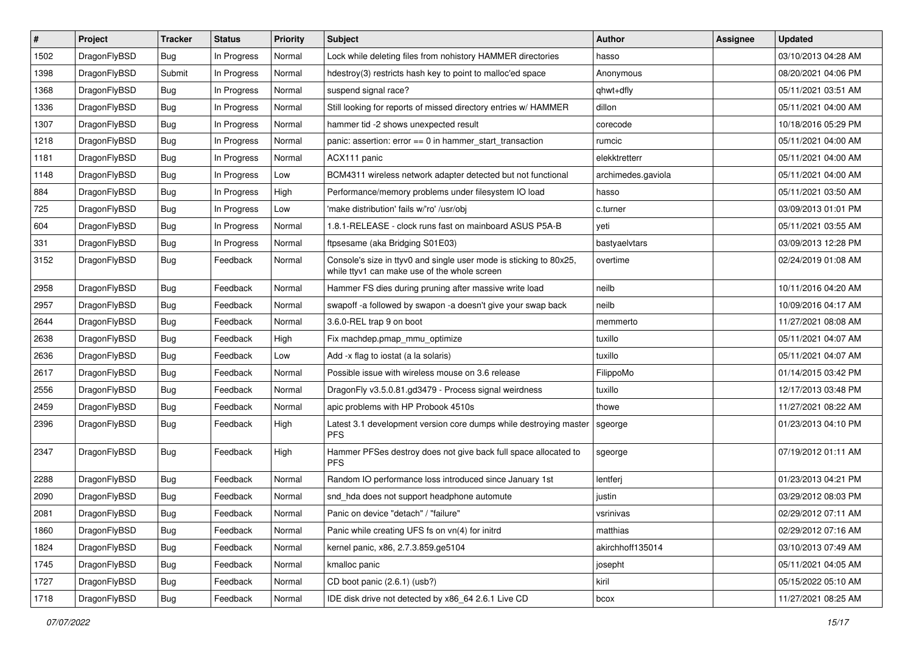| # | Project | Tracker | Status | Priority | Subject | Author | Assignee | Updated |
|---|---|---|---|---|---|---|---|---|
| 1502 | DragonFlyBSD | Bug | In Progress | Normal | Lock while deleting files from nohistory HAMMER directories | hasso | | 03/10/2013 04:28 AM |
| 1398 | DragonFlyBSD | Submit | In Progress | Normal | hdestroy(3) restricts hash key to point to malloc'ed space | Anonymous | | 08/20/2021 04:06 PM |
| 1368 | DragonFlyBSD | Bug | In Progress | Normal | suspend signal race? | qhwt+dfly | | 05/11/2021 03:51 AM |
| 1336 | DragonFlyBSD | Bug | In Progress | Normal | Still looking for reports of missed directory entries w/ HAMMER | dillon | | 05/11/2021 04:00 AM |
| 1307 | DragonFlyBSD | Bug | In Progress | Normal | hammer tid -2 shows unexpected result | corecode | | 10/18/2016 05:29 PM |
| 1218 | DragonFlyBSD | Bug | In Progress | Normal | panic: assertion: error == 0 in hammer_start_transaction | rumcic | | 05/11/2021 04:00 AM |
| 1181 | DragonFlyBSD | Bug | In Progress | Normal | ACX111 panic | elekktretterr | | 05/11/2021 04:00 AM |
| 1148 | DragonFlyBSD | Bug | In Progress | Low | BCM4311 wireless network adapter detected but not functional | archimedes.gaviola | | 05/11/2021 04:00 AM |
| 884 | DragonFlyBSD | Bug | In Progress | High | Performance/memory problems under filesystem IO load | hasso | | 05/11/2021 03:50 AM |
| 725 | DragonFlyBSD | Bug | In Progress | Low | 'make distribution' fails w/'ro' /usr/obj | c.turner | | 03/09/2013 01:01 PM |
| 604 | DragonFlyBSD | Bug | In Progress | Normal | 1.8.1-RELEASE - clock runs fast on mainboard ASUS P5A-B | yeti | | 05/11/2021 03:55 AM |
| 331 | DragonFlyBSD | Bug | In Progress | Normal | ftpsesame (aka Bridging S01E03) | bastyaelvtars | | 03/09/2013 12:28 PM |
| 3152 | DragonFlyBSD | Bug | Feedback | Normal | Console's size in ttyv0 and single user mode is sticking to 80x25, while ttyv1 can make use of the whole screen | overtime | | 02/24/2019 01:08 AM |
| 2958 | DragonFlyBSD | Bug | Feedback | Normal | Hammer FS dies during pruning after massive write load | neilb | | 10/11/2016 04:20 AM |
| 2957 | DragonFlyBSD | Bug | Feedback | Normal | swapoff -a followed by swapon -a doesn't give your swap back | neilb | | 10/09/2016 04:17 AM |
| 2644 | DragonFlyBSD | Bug | Feedback | Normal | 3.6.0-REL trap 9 on boot | memmerto | | 11/27/2021 08:08 AM |
| 2638 | DragonFlyBSD | Bug | Feedback | High | Fix machdep.pmap_mmu_optimize | tuxillo | | 05/11/2021 04:07 AM |
| 2636 | DragonFlyBSD | Bug | Feedback | Low | Add -x flag to iostat (a la solaris) | tuxillo | | 05/11/2021 04:07 AM |
| 2617 | DragonFlyBSD | Bug | Feedback | Normal | Possible issue with wireless mouse on 3.6 release | FilippoMo | | 01/14/2015 03:42 PM |
| 2556 | DragonFlyBSD | Bug | Feedback | Normal | DragonFly v3.5.0.81.gd3479 - Process signal weirdness | tuxillo | | 12/17/2013 03:48 PM |
| 2459 | DragonFlyBSD | Bug | Feedback | Normal | apic problems with HP Probook 4510s | thowe | | 11/27/2021 08:22 AM |
| 2396 | DragonFlyBSD | Bug | Feedback | High | Latest 3.1 development version core dumps while destroying master PFS | sgeorge | | 01/23/2013 04:10 PM |
| 2347 | DragonFlyBSD | Bug | Feedback | High | Hammer PFSes destroy does not give back full space allocated to PFS | sgeorge | | 07/19/2012 01:11 AM |
| 2288 | DragonFlyBSD | Bug | Feedback | Normal | Random IO performance loss introduced since January 1st | lentferj | | 01/23/2013 04:21 PM |
| 2090 | DragonFlyBSD | Bug | Feedback | Normal | snd_hda does not support headphone automute | justin | | 03/29/2012 08:03 PM |
| 2081 | DragonFlyBSD | Bug | Feedback | Normal | Panic on device "detach" / "failure" | vsrinivas | | 02/29/2012 07:11 AM |
| 1860 | DragonFlyBSD | Bug | Feedback | Normal | Panic while creating UFS fs on vn(4) for initrd | matthias | | 02/29/2012 07:16 AM |
| 1824 | DragonFlyBSD | Bug | Feedback | Normal | kernel panic, x86, 2.7.3.859.ge5104 | akirchhoff135014 | | 03/10/2013 07:49 AM |
| 1745 | DragonFlyBSD | Bug | Feedback | Normal | kmalloc panic | josepht | | 05/11/2021 04:05 AM |
| 1727 | DragonFlyBSD | Bug | Feedback | Normal | CD boot panic (2.6.1) (usb?) | kiril | | 05/15/2022 05:10 AM |
| 1718 | DragonFlyBSD | Bug | Feedback | Normal | IDE disk drive not detected by x86_64 2.6.1 Live CD | bcox | | 11/27/2021 08:25 AM |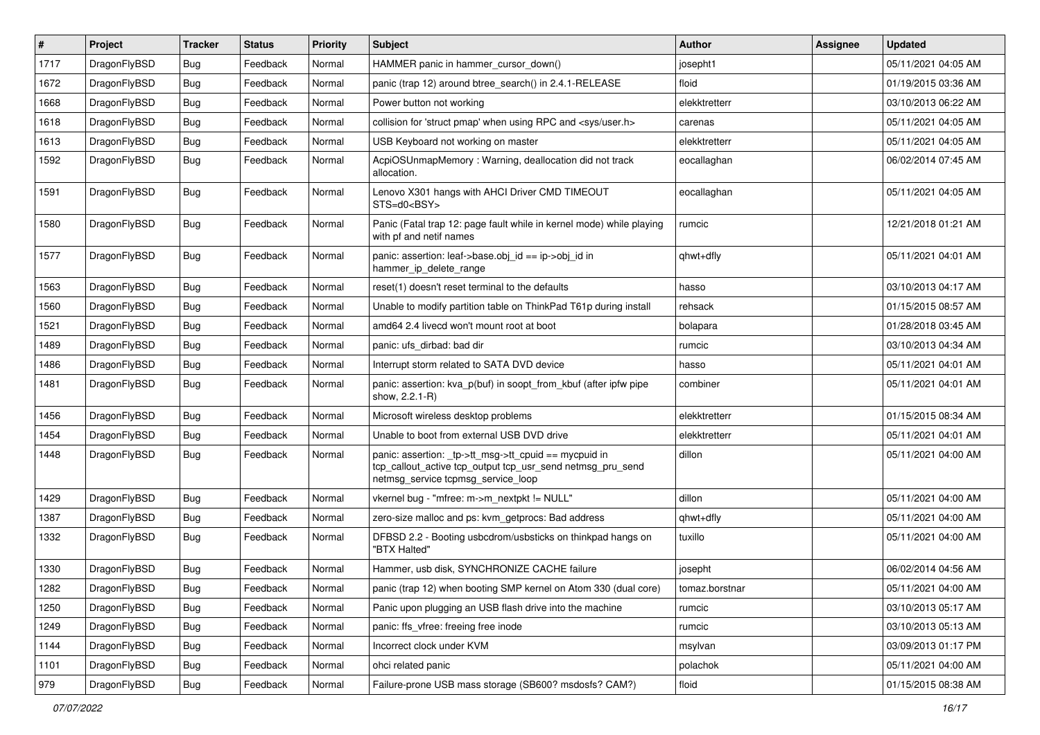| # | Project | Tracker | Status | Priority | Subject | Author | Assignee | Updated |
|---|---|---|---|---|---|---|---|---|
| 1717 | DragonFlyBSD | Bug | Feedback | Normal | HAMMER panic in hammer_cursor_down() | josepht1 | | 05/11/2021 04:05 AM |
| 1672 | DragonFlyBSD | Bug | Feedback | Normal | panic (trap 12) around btree_search() in 2.4.1-RELEASE | floid | | 01/19/2015 03:36 AM |
| 1668 | DragonFlyBSD | Bug | Feedback | Normal | Power button not working | elekktretterr | | 03/10/2013 06:22 AM |
| 1618 | DragonFlyBSD | Bug | Feedback | Normal | collision for 'struct pmap' when using RPC and <sys/user.h> | carenas | | 05/11/2021 04:05 AM |
| 1613 | DragonFlyBSD | Bug | Feedback | Normal | USB Keyboard not working on master | elekktretterr | | 05/11/2021 04:05 AM |
| 1592 | DragonFlyBSD | Bug | Feedback | Normal | AcpiOSUnmapMemory : Warning, deallocation did not track allocation. | eocallaghan | | 06/02/2014 07:45 AM |
| 1591 | DragonFlyBSD | Bug | Feedback | Normal | Lenovo X301 hangs with AHCI Driver CMD TIMEOUT STS=d0<BSY> | eocallaghan | | 05/11/2021 04:05 AM |
| 1580 | DragonFlyBSD | Bug | Feedback | Normal | Panic (Fatal trap 12: page fault while in kernel mode) while playing with pf and netif names | rumcic | | 12/21/2018 01:21 AM |
| 1577 | DragonFlyBSD | Bug | Feedback | Normal | panic: assertion: leaf->base.obj_id == ip->obj_id in hammer_ip_delete_range | qhwt+dfly | | 05/11/2021 04:01 AM |
| 1563 | DragonFlyBSD | Bug | Feedback | Normal | reset(1) doesn't reset terminal to the defaults | hasso | | 03/10/2013 04:17 AM |
| 1560 | DragonFlyBSD | Bug | Feedback | Normal | Unable to modify partition table on ThinkPad T61p during install | rehsack | | 01/15/2015 08:57 AM |
| 1521 | DragonFlyBSD | Bug | Feedback | Normal | amd64 2.4 livecd won't mount root at boot | bolapara | | 01/28/2018 03:45 AM |
| 1489 | DragonFlyBSD | Bug | Feedback | Normal | panic: ufs_dirbad: bad dir | rumcic | | 03/10/2013 04:34 AM |
| 1486 | DragonFlyBSD | Bug | Feedback | Normal | Interrupt storm related to SATA DVD device | hasso | | 05/11/2021 04:01 AM |
| 1481 | DragonFlyBSD | Bug | Feedback | Normal | panic: assertion: kva_p(buf) in soopt_from_kbuf (after ipfw pipe show, 2.2.1-R) | combiner | | 05/11/2021 04:01 AM |
| 1456 | DragonFlyBSD | Bug | Feedback | Normal | Microsoft wireless desktop problems | elekktretterr | | 01/15/2015 08:34 AM |
| 1454 | DragonFlyBSD | Bug | Feedback | Normal | Unable to boot from external USB DVD drive | elekktretterr | | 05/11/2021 04:01 AM |
| 1448 | DragonFlyBSD | Bug | Feedback | Normal | panic: assertion: _tp->tt_msg->tt_cpuid == mycpuid in tcp_callout_active tcp_output tcp_usr_send netmsg_pru_send netmsg_service tcpmsg_service_loop | dillon | | 05/11/2021 04:00 AM |
| 1429 | DragonFlyBSD | Bug | Feedback | Normal | vkernel bug - "mfree: m->m_nextpkt != NULL" | dillon | | 05/11/2021 04:00 AM |
| 1387 | DragonFlyBSD | Bug | Feedback | Normal | zero-size malloc and ps: kvm_getprocs: Bad address | qhwt+dfly | | 05/11/2021 04:00 AM |
| 1332 | DragonFlyBSD | Bug | Feedback | Normal | DFBSD 2.2 - Booting usbcdrom/usbsticks on thinkpad hangs on "BTX Halted" | tuxillo | | 05/11/2021 04:00 AM |
| 1330 | DragonFlyBSD | Bug | Feedback | Normal | Hammer, usb disk, SYNCHRONIZE CACHE failure | josepht | | 06/02/2014 04:56 AM |
| 1282 | DragonFlyBSD | Bug | Feedback | Normal | panic (trap 12) when booting SMP kernel on Atom 330 (dual core) | tomaz.borstnar | | 05/11/2021 04:00 AM |
| 1250 | DragonFlyBSD | Bug | Feedback | Normal | Panic upon plugging an USB flash drive into the machine | rumcic | | 03/10/2013 05:17 AM |
| 1249 | DragonFlyBSD | Bug | Feedback | Normal | panic: ffs_vfree: freeing free inode | rumcic | | 03/10/2013 05:13 AM |
| 1144 | DragonFlyBSD | Bug | Feedback | Normal | Incorrect clock under KVM | msylvan | | 03/09/2013 01:17 PM |
| 1101 | DragonFlyBSD | Bug | Feedback | Normal | ohci related panic | polachok | | 05/11/2021 04:00 AM |
| 979 | DragonFlyBSD | Bug | Feedback | Normal | Failure-prone USB mass storage (SB600? msdosfs? CAM?) | floid | | 01/15/2015 08:38 AM |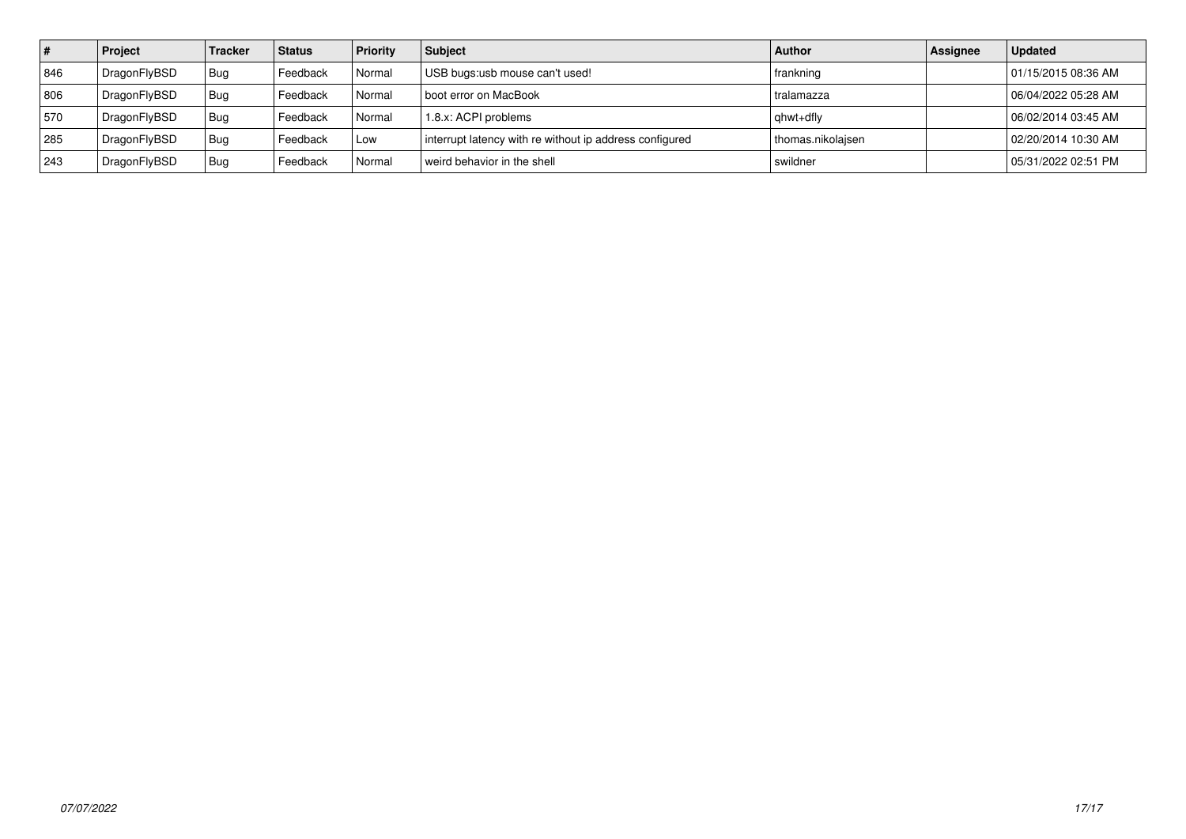| # | Project | Tracker | Status | Priority | Subject | Author | Assignee | Updated |
|---|---|---|---|---|---|---|---|---|
| 846 | DragonFlyBSD | Bug | Feedback | Normal | USB bugs:usb mouse can't used! | frankning | | 01/15/2015 08:36 AM |
| 806 | DragonFlyBSD | Bug | Feedback | Normal | boot error on MacBook | tralamazza | | 06/04/2022 05:28 AM |
| 570 | DragonFlyBSD | Bug | Feedback | Normal | 1.8.x: ACPI problems | qhwt+dfly | | 06/02/2014 03:45 AM |
| 285 | DragonFlyBSD | Bug | Feedback | Low | interrupt latency with re without ip address configured | thomas.nikolajsen | | 02/20/2014 10:30 AM |
| 243 | DragonFlyBSD | Bug | Feedback | Normal | weird behavior in the shell | swildner | | 05/31/2022 02:51 PM |